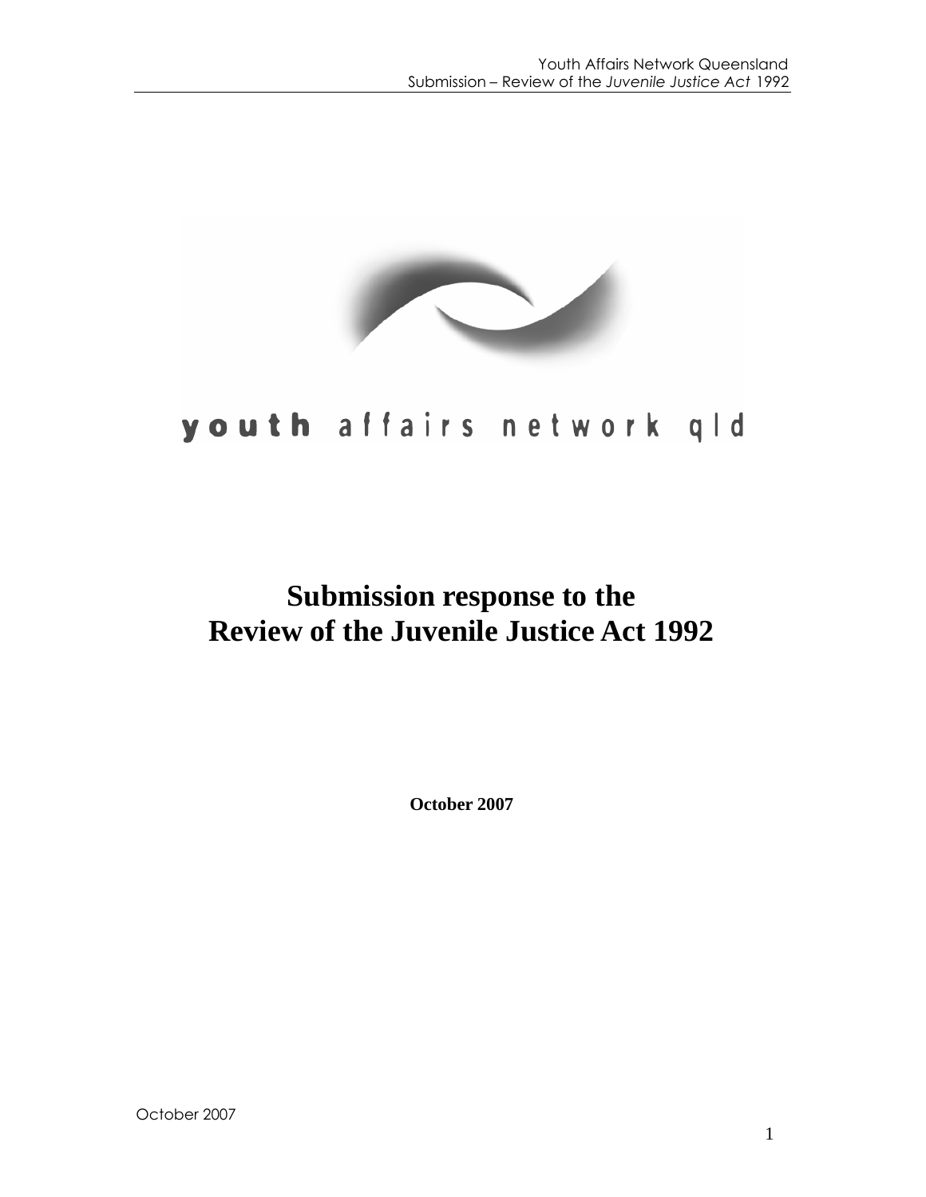youth affairs network qld

# Submission response to the Review of the Juvenile Justice Act 1992

**October 2007**

October 2007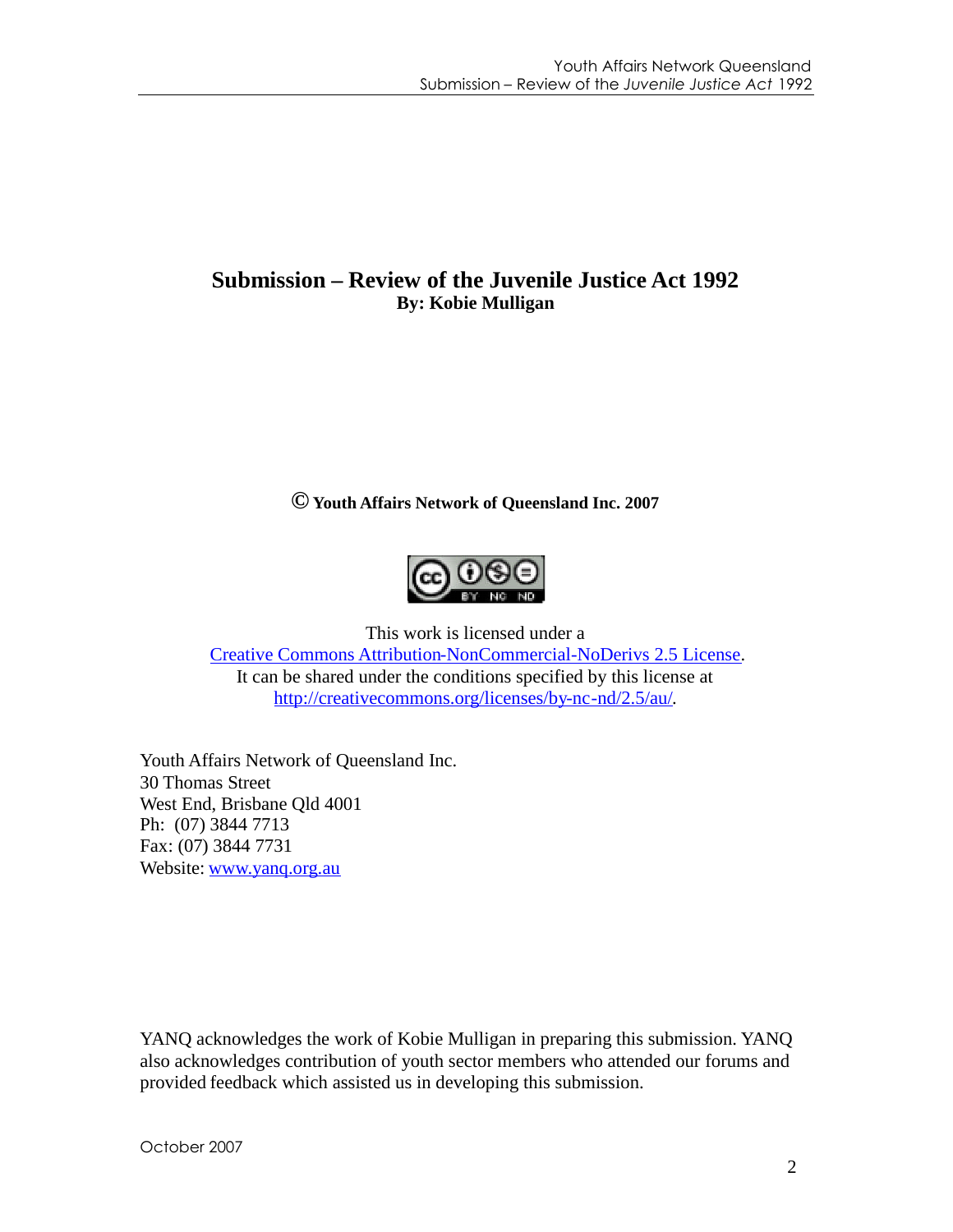# Submission – Review of the Juvenile Justice Act 1992

**By: Kobie Mulligan**

**© Youth Affairs Network of Queensland Inc. 2007**

This work is licensed under a
[Creative Commons Attribution-NonCommercial-NoDerivs 2.5 License](http://creativecommons.org/licenses/by-nc-nd/2.5/au/).
It can be shared under the conditions specified by this license at
[http://creativecommons.org/licenses/by-nc-nd/2.5/au/](http://creativecommons.org/licenses/by-nc-nd/2.5/au/).

Youth Affairs Network of Queensland Inc.
30 Thomas Street
West End, Brisbane Qld 4001
Ph: (07) 3844 7713
Fax: (07) 3844 7731
Website: [www.yanq.org.au](http://www.yanq.org.au)

YANQ acknowledges the work of Kobie Mulligan in preparing this submission. YANQ also acknowledges contribution of youth sector members who attended our forums and provided feedback which assisted us in developing this submission.

October 2007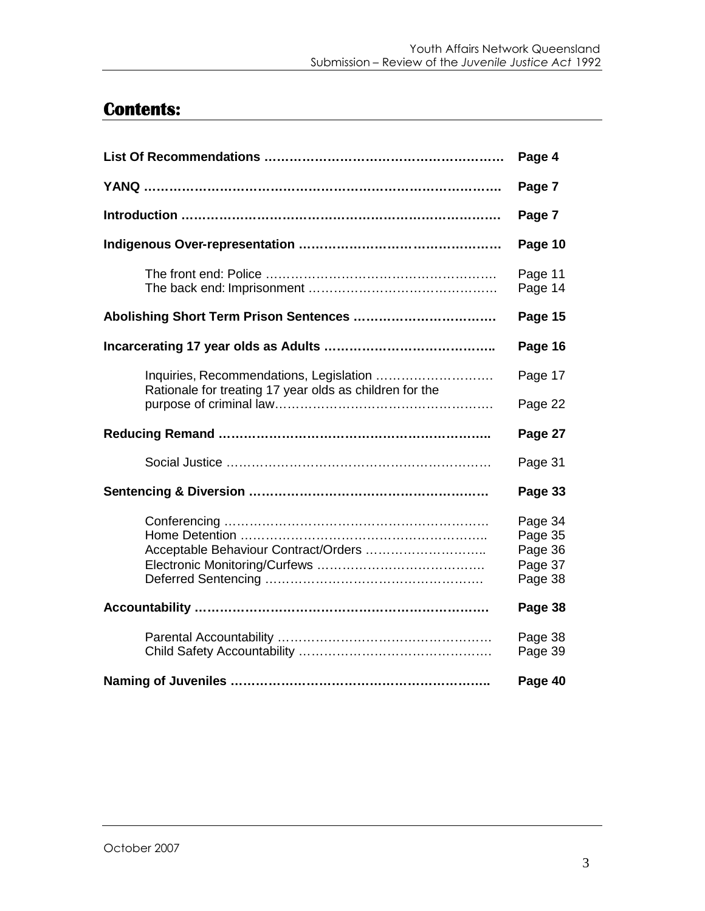## Contents:

| | |
|---|---|
| **List Of Recommendations** | **Page 4** |
| **YANQ** | **Page 7** |
| **Introduction** | **Page 7** |
| **Indigenous Over-representation** | **Page 10** |
| The front end: Police | Page 11 |
| The back end: Imprisonment | Page 14 |
| **Abolishing Short Term Prison Sentences** | **Page 15** |
| **Incarcerating 17 year olds as Adults** | **Page 16** |
| Inquiries, Recommendations, Legislation | Page 17 |
| Rationale for treating 17 year olds as children for the purpose of criminal law | Page 22 |
| **Reducing Remand** | **Page 27** |
| Social Justice | Page 31 |
| **Sentencing & Diversion** | **Page 33** |
| Conferencing | Page 34 |
| Home Detention | Page 35 |
| Acceptable Behaviour Contract/Orders | Page 36 |
| Electronic Monitoring/Curfews | Page 37 |
| Deferred Sentencing | Page 38 |
| **Accountability** | **Page 38** |
| Parental Accountability | Page 38 |
| Child Safety Accountability | Page 39 |
| **Naming of Juveniles** | **Page 40** |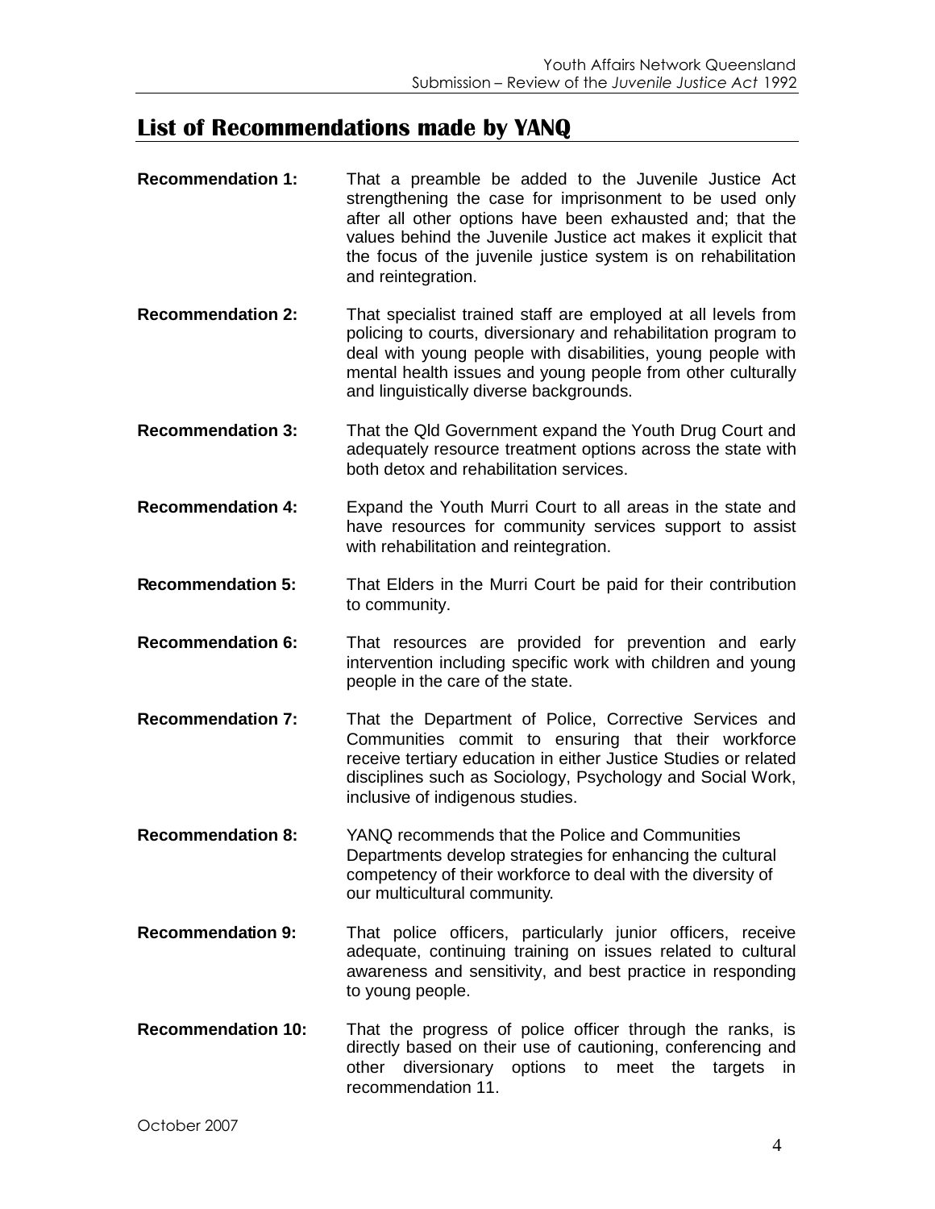## List of Recommendations made by YANQ

**Recommendation 1:** That a preamble be added to the Juvenile Justice Act strengthening the case for imprisonment to be used only after all other options have been exhausted and; that the values behind the Juvenile Justice act makes it explicit that the focus of the juvenile justice system is on rehabilitation and reintegration.

**Recommendation 2:** That specialist trained staff are employed at all levels from policing to courts, diversionary and rehabilitation program to deal with young people with disabilities, young people with mental health issues and young people from other culturally and linguistically diverse backgrounds.

**Recommendation 3:** That the Qld Government expand the Youth Drug Court and adequately resource treatment options across the state with both detox and rehabilitation services.

**Recommendation 4:** Expand the Youth Murri Court to all areas in the state and have resources for community services support to assist with rehabilitation and reintegration.

**Recommendation 5:** That Elders in the Murri Court be paid for their contribution to community.

**Recommendation 6:** That resources are provided for prevention and early intervention including specific work with children and young people in the care of the state.

**Recommendation 7:** That the Department of Police, Corrective Services and Communities commit to ensuring that their workforce receive tertiary education in either Justice Studies or related disciplines such as Sociology, Psychology and Social Work, inclusive of indigenous studies.

**Recommendation 8:** YANQ recommends that the Police and Communities Departments develop strategies for enhancing the cultural competency of their workforce to deal with the diversity of our multicultural community.

**Recommendation 9:** That police officers, particularly junior officers, receive adequate, continuing training on issues related to cultural awareness and sensitivity, and best practice in responding to young people.

**Recommendation 10:** That the progress of police officer through the ranks, is directly based on their use of cautioning, conferencing and other diversionary options to meet the targets in recommendation 11.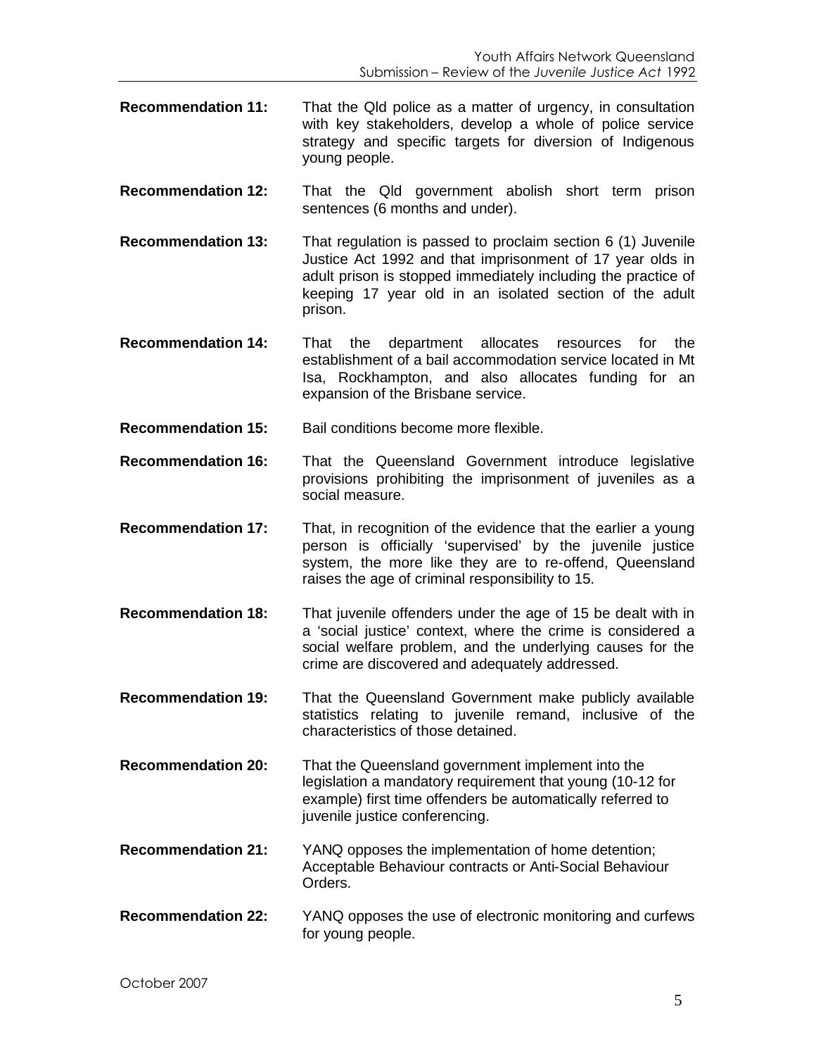**Recommendation 11:** That the Qld police as a matter of urgency, in consultation with key stakeholders, develop a whole of police service strategy and specific targets for diversion of Indigenous young people.

**Recommendation 12:** That the Qld government abolish short term prison sentences (6 months and under).

**Recommendation 13:** That regulation is passed to proclaim section 6 (1) Juvenile Justice Act 1992 and that imprisonment of 17 year olds in adult prison is stopped immediately including the practice of keeping 17 year old in an isolated section of the adult prison.

**Recommendation 14:** That the department allocates resources for the establishment of a bail accommodation service located in Mt Isa, Rockhampton, and also allocates funding for an expansion of the Brisbane service.

**Recommendation 15:** Bail conditions become more flexible.

**Recommendation 16:** That the Queensland Government introduce legislative provisions prohibiting the imprisonment of juveniles as a social measure.

**Recommendation 17:** That, in recognition of the evidence that the earlier a young person is officially 'supervised' by the juvenile justice system, the more like they are to re-offend, Queensland raises the age of criminal responsibility to 15.

**Recommendation 18:** That juvenile offenders under the age of 15 be dealt with in a 'social justice' context, where the crime is considered a social welfare problem, and the underlying causes for the crime are discovered and adequately addressed.

**Recommendation 19:** That the Queensland Government make publicly available statistics relating to juvenile remand, inclusive of the characteristics of those detained.

**Recommendation 20:** That the Queensland government implement into the legislation a mandatory requirement that young (10-12 for example) first time offenders be automatically referred to juvenile justice conferencing.

**Recommendation 21:** YANQ opposes the implementation of home detention; Acceptable Behaviour contracts or Anti-Social Behaviour Orders.

**Recommendation 22:** YANQ opposes the use of electronic monitoring and curfews for young people.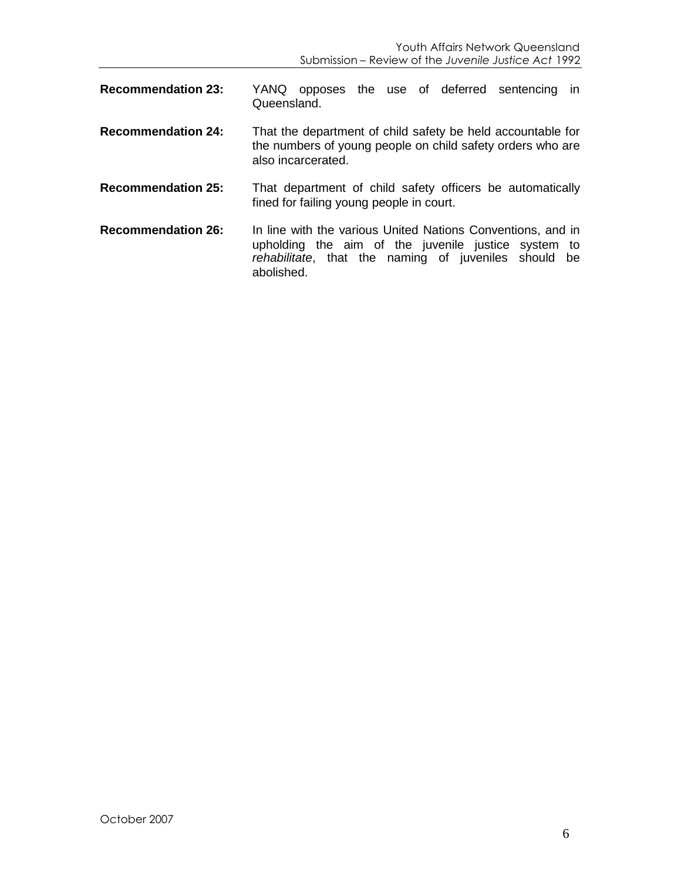**Recommendation 23:** YANQ opposes the use of deferred sentencing in Queensland.

**Recommendation 24:** That the department of child safety be held accountable for the numbers of young people on child safety orders who are also incarcerated.

**Recommendation 25:** That department of child safety officers be automatically fined for failing young people in court.

**Recommendation 26:** In line with the various United Nations Conventions, and in upholding the aim of the juvenile justice system to *rehabilitate*, that the naming of juveniles should be abolished.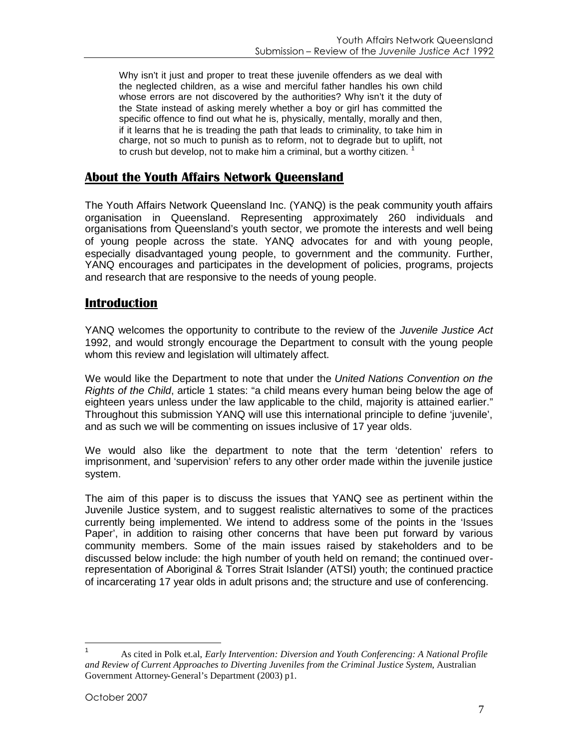> Why isn't it just and proper to treat these juvenile offenders as we deal with the neglected children, as a wise and merciful father handles his own child whose errors are not discovered by the authorities? Why isn't it the duty of the State instead of asking merely whether a boy or girl has committed the specific offence to find out what he is, physically, mentally, morally and then, if it learns that he is treading the path that leads to criminality, to take him in charge, not so much to punish as to reform, not to degrade but to uplift, not to crush but develop, not to make him a criminal, but a worthy citizen. [1]

## About the Youth Affairs Network Queensland

The Youth Affairs Network Queensland Inc. (YANQ) is the peak community youth affairs organisation in Queensland. Representing approximately 260 individuals and organisations from Queensland's youth sector, we promote the interests and well being of young people across the state. YANQ advocates for and with young people, especially disadvantaged young people, to government and the community. Further, YANQ encourages and participates in the development of policies, programs, projects and research that are responsive to the needs of young people.

## Introduction

YANQ welcomes the opportunity to contribute to the review of the *Juvenile Justice Act* 1992, and would strongly encourage the Department to consult with the young people whom this review and legislation will ultimately affect.

We would like the Department to note that under the *United Nations Convention on the Rights of the Child*, article 1 states: "a child means every human being below the age of eighteen years unless under the law applicable to the child, majority is attained earlier." Throughout this submission YANQ will use this international principle to define 'juvenile', and as such we will be commenting on issues inclusive of 17 year olds.

We would also like the department to note that the term 'detention' refers to imprisonment, and 'supervision' refers to any other order made within the juvenile justice system.

The aim of this paper is to discuss the issues that YANQ see as pertinent within the Juvenile Justice system, and to suggest realistic alternatives to some of the practices currently being implemented. We intend to address some of the points in the 'Issues Paper', in addition to raising other concerns that have been put forward by various community members. Some of the main issues raised by stakeholders and to be discussed below include: the high number of youth held on remand; the continued over-representation of Aboriginal & Torres Strait Islander (ATSI) youth; the continued practice of incarcerating 17 year olds in adult prisons and; the structure and use of conferencing.

---

[1] As cited in Polk et.al, *Early Intervention: Diversion and Youth Conferencing: A National Profile and Review of Current Approaches to Diverting Juveniles from the Criminal Justice System,* Australian Government Attorney-General's Department (2003) p1.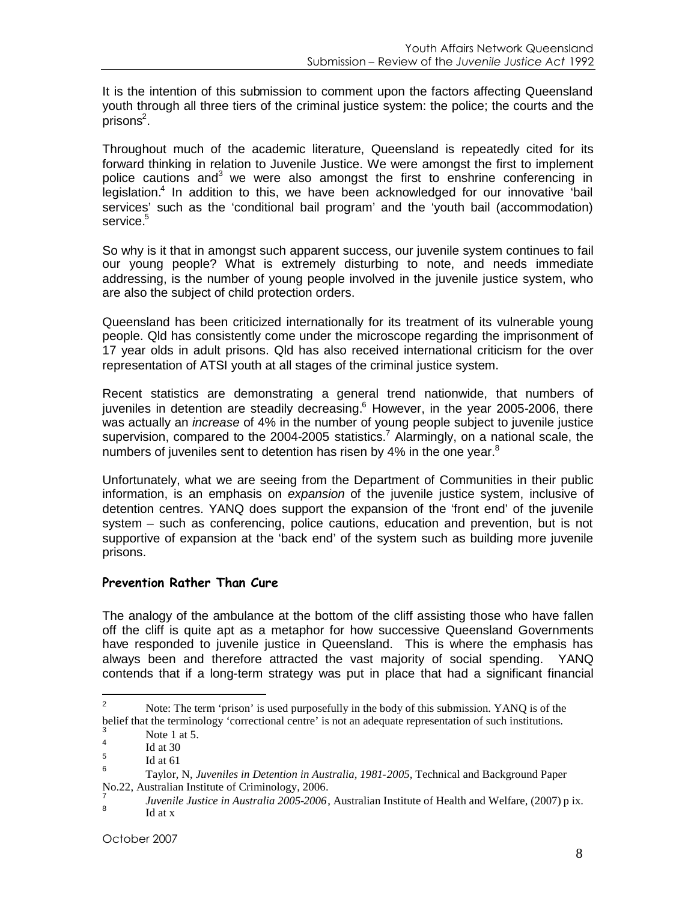It is the intention of this submission to comment upon the factors affecting Queensland youth through all three tiers of the criminal justice system: the police; the courts and the prisons[2].

Throughout much of the academic literature, Queensland is repeatedly cited for its forward thinking in relation to Juvenile Justice. We were amongst the first to implement police cautions and[3] we were also amongst the first to enshrine conferencing in legislation.[4] In addition to this, we have been acknowledged for our innovative 'bail services' such as the 'conditional bail program' and the 'youth bail (accommodation) service.[5]

So why is it that in amongst such apparent success, our juvenile system continues to fail our young people? What is extremely disturbing to note, and needs immediate addressing, is the number of young people involved in the juvenile justice system, who are also the subject of child protection orders.

Queensland has been criticized internationally for its treatment of its vulnerable young people. Qld has consistently come under the microscope regarding the imprisonment of 17 year olds in adult prisons. Qld has also received international criticism for the over representation of ATSI youth at all stages of the criminal justice system.

Recent statistics are demonstrating a general trend nationwide, that numbers of juveniles in detention are steadily decreasing.[6] However, in the year 2005-2006, there was actually an *increase* of 4% in the number of young people subject to juvenile justice supervision, compared to the 2004-2005 statistics.[7] Alarmingly, on a national scale, the numbers of juveniles sent to detention has risen by 4% in the one year.[8]

Unfortunately, what we are seeing from the Department of Communities in their public information, is an emphasis on *expansion* of the juvenile justice system, inclusive of detention centres. YANQ does support the expansion of the 'front end' of the juvenile system – such as conferencing, police cautions, education and prevention, but is not supportive of expansion at the 'back end' of the system such as building more juvenile prisons.

### Prevention Rather Than Cure

The analogy of the ambulance at the bottom of the cliff assisting those who have fallen off the cliff is quite apt as a metaphor for how successive Queensland Governments have responded to juvenile justice in Queensland. This is where the emphasis has always been and therefore attracted the vast majority of social spending. YANQ contends that if a long-term strategy was put in place that had a significant financial

---

[2] Note: The term 'prison' is used purposefully in the body of this submission. YANQ is of the belief that the terminology 'correctional centre' is not an adequate representation of such institutions.

[3] Note 1 at 5.

[4] Id at 30

[5] Id at 61

[6] Taylor, N, *Juveniles in Detention in Australia, 1981-2005,* Technical and Background Paper No.22, Australian Institute of Criminology, 2006.

[7] *Juvenile Justice in Australia 2005-2006*, Australian Institute of Health and Welfare, (2007) p ix.

[8] Id at x

October 2007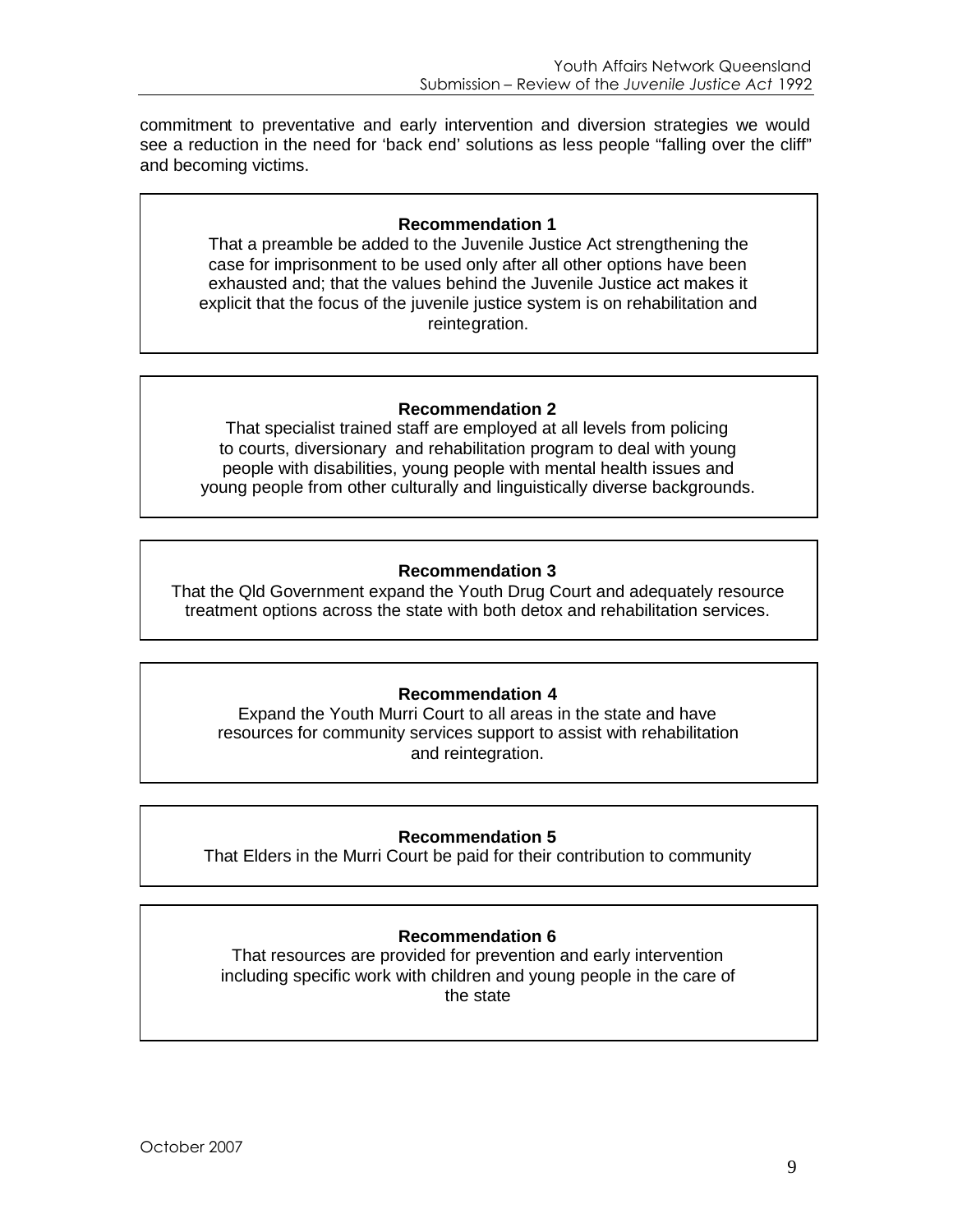commitment to preventative and early intervention and diversion strategies we would see a reduction in the need for 'back end' solutions as less people "falling over the cliff" and becoming victims.

**Recommendation 1**

That a preamble be added to the Juvenile Justice Act strengthening the case for imprisonment to be used only after all other options have been exhausted and; that the values behind the Juvenile Justice act makes it explicit that the focus of the juvenile justice system is on rehabilitation and reintegration.

**Recommendation 2**

That specialist trained staff are employed at all levels from policing to courts, diversionary and rehabilitation program to deal with young people with disabilities, young people with mental health issues and young people from other culturally and linguistically diverse backgrounds.

**Recommendation 3**

That the Qld Government expand the Youth Drug Court and adequately resource treatment options across the state with both detox and rehabilitation services.

**Recommendation 4**

Expand the Youth Murri Court to all areas in the state and have resources for community services support to assist with rehabilitation and reintegration.

**Recommendation 5**

That Elders in the Murri Court be paid for their contribution to community

**Recommendation 6**

That resources are provided for prevention and early intervention including specific work with children and young people in the care of the state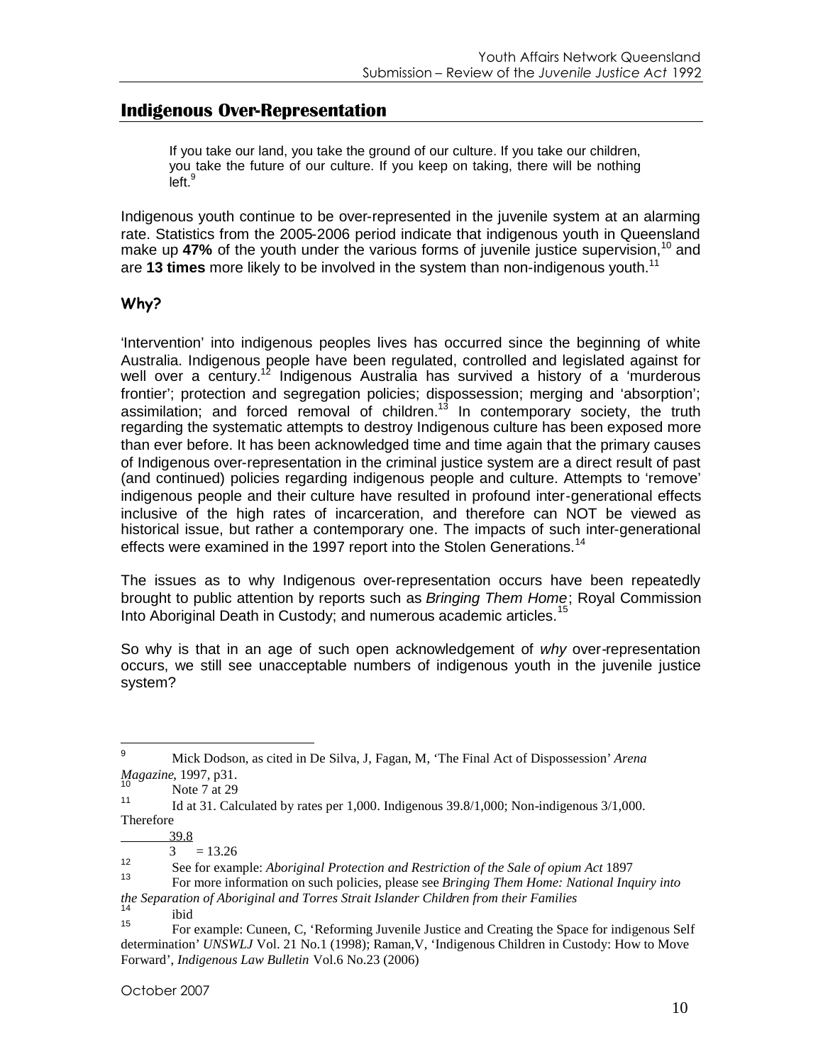## Indigenous Over-Representation

> If you take our land, you take the ground of our culture. If you take our children, you take the future of our culture. If you keep on taking, there will be nothing left.[9]

Indigenous youth continue to be over-represented in the juvenile system at an alarming rate. Statistics from the 2005-2006 period indicate that indigenous youth in Queensland make up **47%** of the youth under the various forms of juvenile justice supervision,[10] and are **13 times** more likely to be involved in the system than non-indigenous youth.[11]

### Why?

'Intervention' into indigenous peoples lives has occurred since the beginning of white Australia. Indigenous people have been regulated, controlled and legislated against for well over a century.[12] Indigenous Australia has survived a history of a 'murderous frontier'; protection and segregation policies; dispossession; merging and 'absorption'; assimilation; and forced removal of children.[13] In contemporary society, the truth regarding the systematic attempts to destroy Indigenous culture has been exposed more than ever before. It has been acknowledged time and time again that the primary causes of Indigenous over-representation in the criminal justice system are a direct result of past (and continued) policies regarding indigenous people and culture. Attempts to 'remove' indigenous people and their culture have resulted in profound inter-generational effects inclusive of the high rates of incarceration, and therefore can NOT be viewed as historical issue, but rather a contemporary one. The impacts of such inter-generational effects were examined in the 1997 report into the Stolen Generations.[14]

The issues as to why Indigenous over-representation occurs have been repeatedly brought to public attention by reports such as *Bringing Them Home*; Royal Commission Into Aboriginal Death in Custody; and numerous academic articles.[15]

So why is that in an age of such open acknowledgement of *why* over-representation occurs, we still see unacceptable numbers of indigenous youth in the juvenile justice system?

---

[9] Mick Dodson, as cited in De Silva, J, Fagan, M, 'The Final Act of Dispossession' *Arena Magazine*, 1997, p31.

[10] Note 7 at 29

[11] Id at 31. Calculated by rates per 1,000. Indigenous 39.8/1,000; Non-indigenous 3/1,000. Therefore

$$\frac{39.8}{3} = 13.26$$

[12] See for example: *Aboriginal Protection and Restriction of the Sale of opium Act* 1897

[13] For more information on such policies, please see *Bringing Them Home: National Inquiry into the Separation of Aboriginal and Torres Strait Islander Children from their Families*

[14] ibid

[15] For example: Cuneen, C, 'Reforming Juvenile Justice and Creating the Space for indigenous Self determination' *UNSWLJ* Vol. 21 No.1 (1998); Raman,V, 'Indigenous Children in Custody: How to Move Forward', *Indigenous Law Bulletin* Vol.6 No.23 (2006)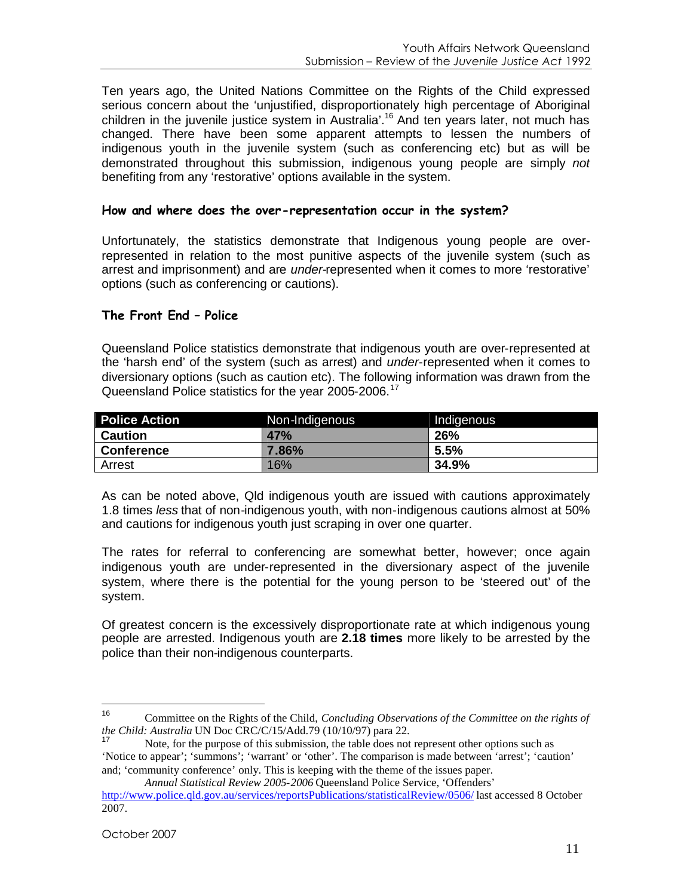Ten years ago, the United Nations Committee on the Rights of the Child expressed serious concern about the 'unjustified, disproportionately high percentage of Aboriginal children in the juvenile justice system in Australia'.[16] And ten years later, not much has changed. There have been some apparent attempts to lessen the numbers of indigenous youth in the juvenile system (such as conferencing etc) but as will be demonstrated throughout this submission, indigenous young people are simply *not* benefiting from any 'restorative' options available in the system.

### How and where does the over-representation occur in the system?

Unfortunately, the statistics demonstrate that Indigenous young people are over-represented in relation to the most punitive aspects of the juvenile system (such as arrest and imprisonment) and are *under*-represented when it comes to more 'restorative' options (such as conferencing or cautions).

### The Front End – Police

Queensland Police statistics demonstrate that indigenous youth are over-represented at the 'harsh end' of the system (such as arrest) and *under*-represented when it comes to diversionary options (such as caution etc). The following information was drawn from the Queensland Police statistics for the year 2005-2006.[17]

| Police Action | Non-Indigenous | Indigenous |
|---|---|---|
| **Caution** | **47%** | **26%** |
| **Conference** | **7.86%** | **5.5%** |
| Arrest | 16% | **34.9%** |

As can be noted above, Qld indigenous youth are issued with cautions approximately 1.8 times *less* that of non-indigenous youth, with non-indigenous cautions almost at 50% and cautions for indigenous youth just scraping in over one quarter.

The rates for referral to conferencing are somewhat better, however; once again indigenous youth are under-represented in the diversionary aspect of the juvenile system, where there is the potential for the young person to be 'steered out' of the system.

Of greatest concern is the excessively disproportionate rate at which indigenous young people are arrested. Indigenous youth are **2.18 times** more likely to be arrested by the police than their non-indigenous counterparts.

---

[16] Committee on the Rights of the Child, *Concluding Observations of the Committee on the rights of the Child: Australia* UN Doc CRC/C/15/Add.79 (10/10/97) para 22.

[17] Note, for the purpose of this submission, the table does not represent other options such as 'Notice to appear'; 'summons'; 'warrant' or 'other'. The comparison is made between 'arrest'; 'caution' and; 'community conference' only. This is keeping with the theme of the issues paper.

*Annual Statistical Review 2005-2006* Queensland Police Service, 'Offenders' http://www.police.qld.gov.au/services/reportsPublications/statisticalReview/0506/ last accessed 8 October 2007.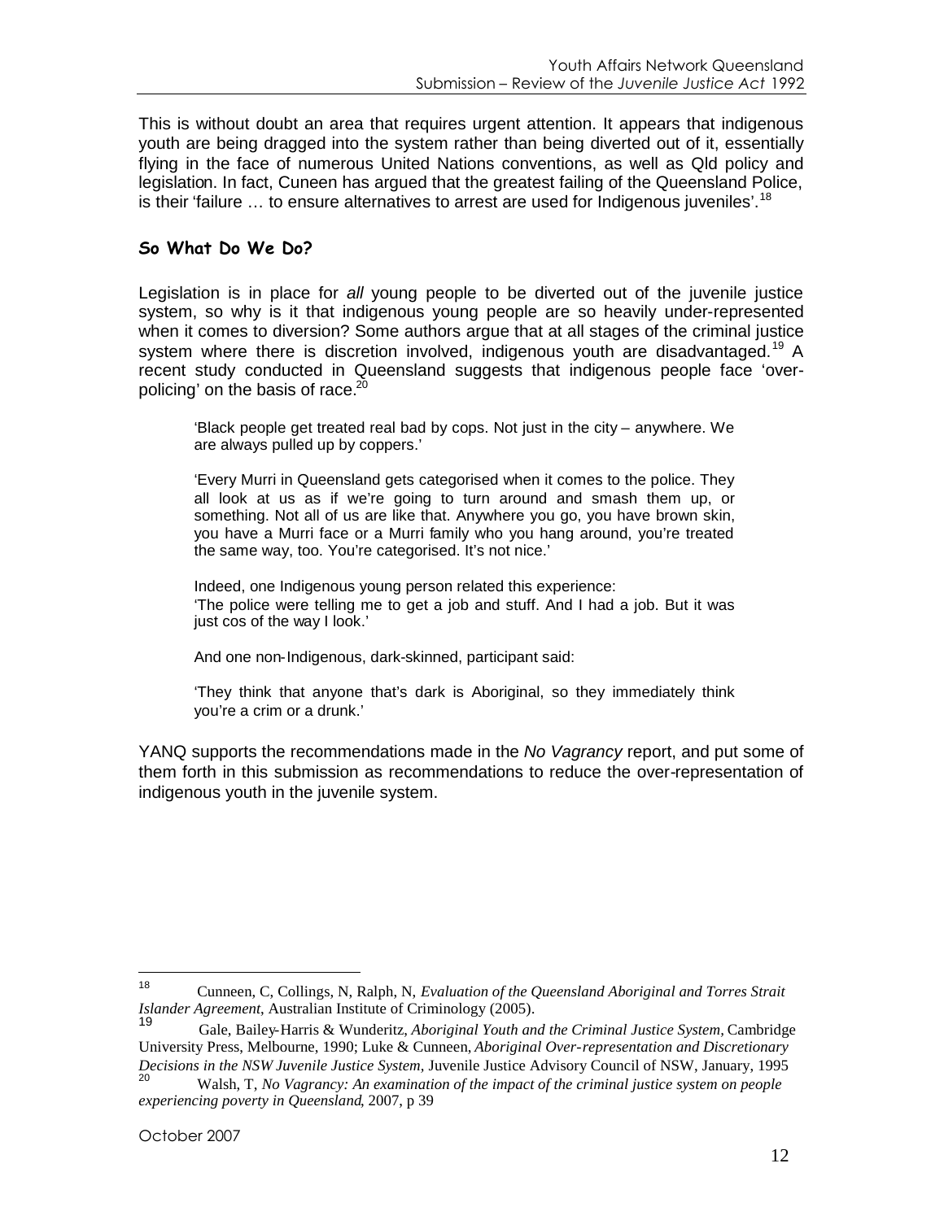This is without doubt an area that requires urgent attention. It appears that indigenous youth are being dragged into the system rather than being diverted out of it, essentially flying in the face of numerous United Nations conventions, as well as Qld policy and legislation. In fact, Cuneen has argued that the greatest failing of the Queensland Police, is their 'failure … to ensure alternatives to arrest are used for Indigenous juveniles'.[18]

### So What Do We Do?

Legislation is in place for *all* young people to be diverted out of the juvenile justice system, so why is it that indigenous young people are so heavily under-represented when it comes to diversion? Some authors argue that at all stages of the criminal justice system where there is discretion involved, indigenous youth are disadvantaged.[19] A recent study conducted in Queensland suggests that indigenous people face 'over-policing' on the basis of race.[20]

> 'Black people get treated real bad by cops. Not just in the city – anywhere. We are always pulled up by coppers.'
>
> 'Every Murri in Queensland gets categorised when it comes to the police. They all look at us as if we're going to turn around and smash them up, or something. Not all of us are like that. Anywhere you go, you have brown skin, you have a Murri face or a Murri family who you hang around, you're treated the same way, too. You're categorised. It's not nice.'
>
> Indeed, one Indigenous young person related this experience:
> 'The police were telling me to get a job and stuff. And I had a job. But it was just cos of the way I look.'
>
> And one non-Indigenous, dark-skinned, participant said:
>
> 'They think that anyone that's dark is Aboriginal, so they immediately think you're a crim or a drunk.'

YANQ supports the recommendations made in the *No Vagrancy* report, and put some of them forth in this submission as recommendations to reduce the over-representation of indigenous youth in the juvenile system.

---

[18] Cunneen, C, Collings, N, Ralph, N, *Evaluation of the Queensland Aboriginal and Torres Strait Islander Agreement*, Australian Institute of Criminology (2005).

[19] Gale, Bailey-Harris & Wunderitz, *Aboriginal Youth and the Criminal Justice System*, Cambridge University Press, Melbourne, 1990; Luke & Cunneen, *Aboriginal Over-representation and Discretionary Decisions in the NSW Juvenile Justice System*, Juvenile Justice Advisory Council of NSW, January, 1995

[20] Walsh, T, *No Vagrancy: An examination of the impact of the criminal justice system on people experiencing poverty in Queensland*, 2007, p 39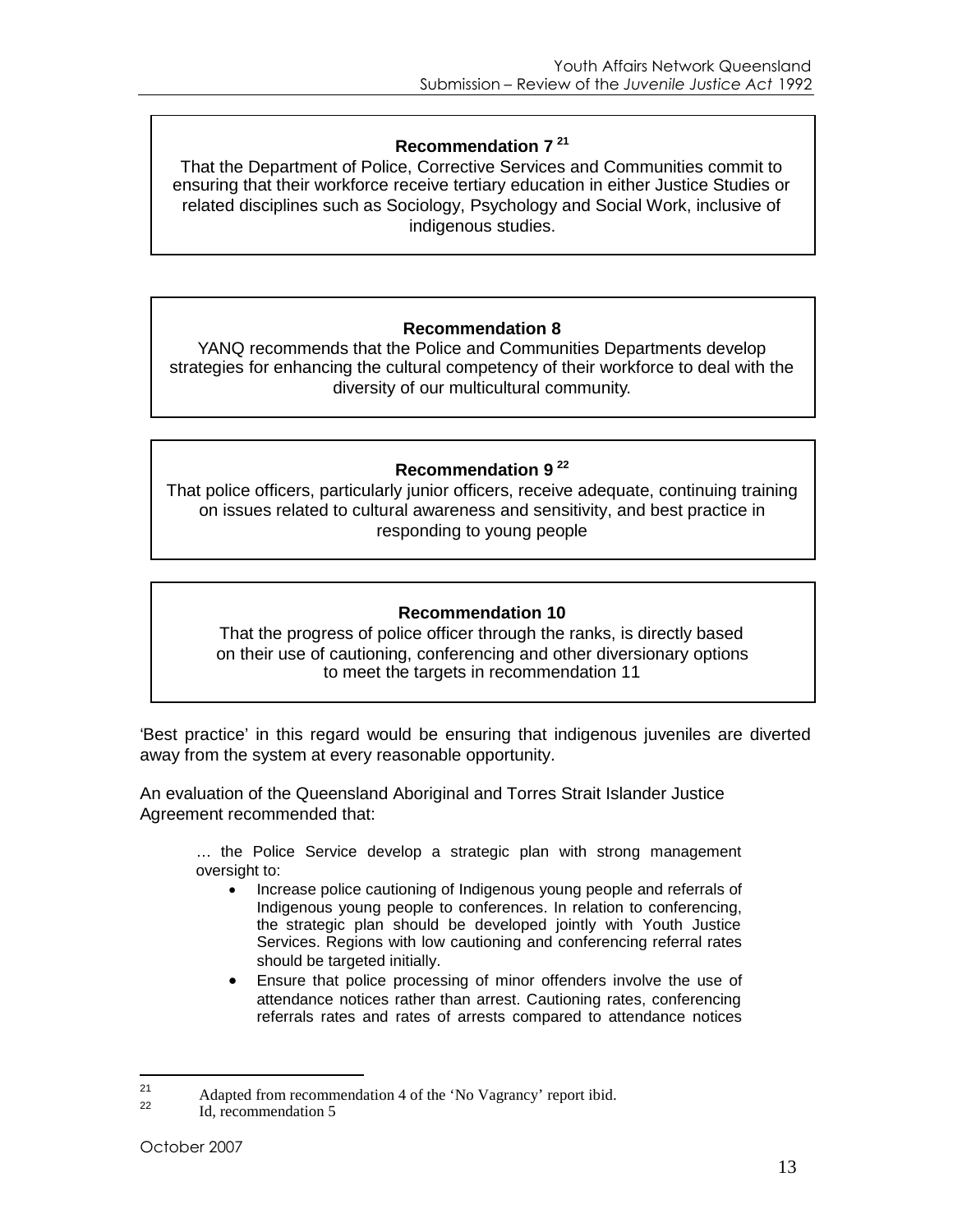**Recommendation 7** [21]

That the Department of Police, Corrective Services and Communities commit to ensuring that their workforce receive tertiary education in either Justice Studies or related disciplines such as Sociology, Psychology and Social Work, inclusive of indigenous studies.

**Recommendation 8**

YANQ recommends that the Police and Communities Departments develop strategies for enhancing the cultural competency of their workforce to deal with the diversity of our multicultural community.

**Recommendation 9** [22]

That police officers, particularly junior officers, receive adequate, continuing training on issues related to cultural awareness and sensitivity, and best practice in responding to young people

**Recommendation 10**

That the progress of police officer through the ranks, is directly based on their use of cautioning, conferencing and other diversionary options to meet the targets in recommendation 11

'Best practice' in this regard would be ensuring that indigenous juveniles are diverted away from the system at every reasonable opportunity.

An evaluation of the Queensland Aboriginal and Torres Strait Islander Justice Agreement recommended that:

> … the Police Service develop a strategic plan with strong management oversight to:
>
> - Increase police cautioning of Indigenous young people and referrals of Indigenous young people to conferences. In relation to conferencing, the strategic plan should be developed jointly with Youth Justice Services. Regions with low cautioning and conferencing referral rates should be targeted initially.
> - Ensure that police processing of minor offenders involve the use of attendance notices rather than arrest. Cautioning rates, conferencing referrals rates and rates of arrests compared to attendance notices

---

[21] Adapted from recommendation 4 of the 'No Vagrancy' report ibid.

[22] Id, recommendation 5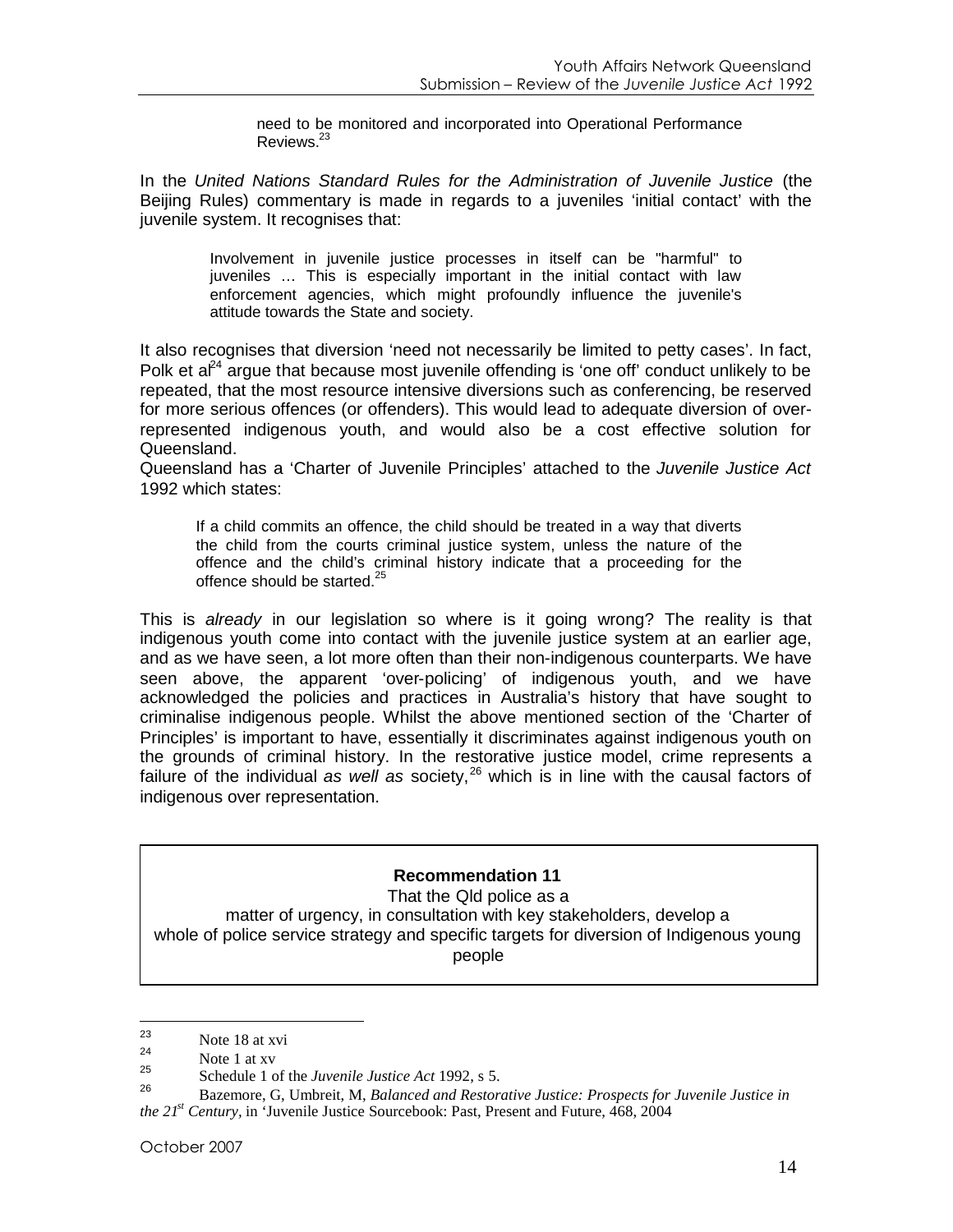> need to be monitored and incorporated into Operational Performance Reviews.[23]

In the *United Nations Standard Rules for the Administration of Juvenile Justice* (the Beijing Rules) commentary is made in regards to a juveniles 'initial contact' with the juvenile system. It recognises that:

> Involvement in juvenile justice processes in itself can be "harmful" to juveniles … This is especially important in the initial contact with law enforcement agencies, which might profoundly influence the juvenile's attitude towards the State and society.

It also recognises that diversion 'need not necessarily be limited to petty cases'. In fact, Polk et al[24] argue that because most juvenile offending is 'one off' conduct unlikely to be repeated, that the most resource intensive diversions such as conferencing, be reserved for more serious offences (or offenders). This would lead to adequate diversion of over-represented indigenous youth, and would also be a cost effective solution for Queensland.

Queensland has a 'Charter of Juvenile Principles' attached to the *Juvenile Justice Act* 1992 which states:

> If a child commits an offence, the child should be treated in a way that diverts the child from the courts criminal justice system, unless the nature of the offence and the child's criminal history indicate that a proceeding for the offence should be started.[25]

This is *already* in our legislation so where is it going wrong? The reality is that indigenous youth come into contact with the juvenile justice system at an earlier age, and as we have seen, a lot more often than their non-indigenous counterparts. We have seen above, the apparent 'over-policing' of indigenous youth, and we have acknowledged the policies and practices in Australia's history that have sought to criminalise indigenous people. Whilst the above mentioned section of the 'Charter of Principles' is important to have, essentially it discriminates against indigenous youth on the grounds of criminal history. In the restorative justice model, crime represents a failure of the individual *as well as* society,[26] which is in line with the causal factors of indigenous over representation.

> **Recommendation 11**
>
> That the Qld police as a matter of urgency, in consultation with key stakeholders, develop a whole of police service strategy and specific targets for diversion of Indigenous young people

---

[23] Note 18 at xvi

[24] Note 1 at xv

[25] Schedule 1 of the *Juvenile Justice Act* 1992, s 5.

[26] Bazemore, G, Umbreit, M, *Balanced and Restorative Justice: Prospects for Juvenile Justice in the 21st Century*, in 'Juvenile Justice Sourcebook: Past, Present and Future, 468, 2004

October 2007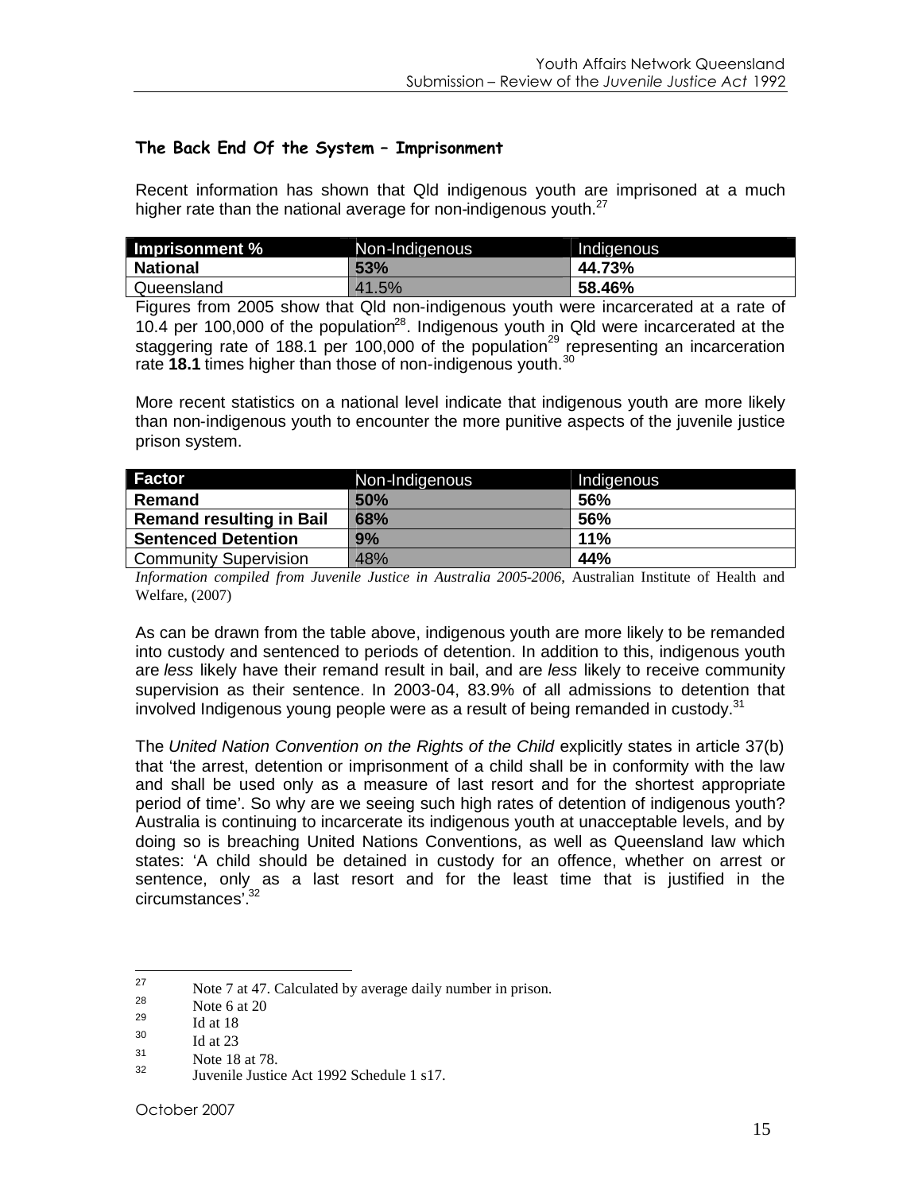### The Back End Of the System – Imprisonment

Recent information has shown that Qld indigenous youth are imprisoned at a much higher rate than the national average for non-indigenous youth.[27]

| Imprisonment % | Non-Indigenous | Indigenous |
|---|---|---|
| **National** | **53%** | **44.73%** |
| Queensland | 41.5% | **58.46%** |

Figures from 2005 show that Qld non-indigenous youth were incarcerated at a rate of 10.4 per 100,000 of the population[28]. Indigenous youth in Qld were incarcerated at the staggering rate of 188.1 per 100,000 of the population[29] representing an incarceration rate **18.1** times higher than those of non-indigenous youth.[30]

More recent statistics on a national level indicate that indigenous youth are more likely than non-indigenous youth to encounter the more punitive aspects of the juvenile justice prison system.

| Factor | Non-Indigenous | Indigenous |
|---|---|---|
| **Remand** | **50%** | **56%** |
| **Remand resulting in Bail** | **68%** | **56%** |
| **Sentenced Detention** | **9%** | **11%** |
| Community Supervision | 48% | **44%** |

*Information compiled from Juvenile Justice in Australia 2005-2006*, Australian Institute of Health and Welfare, (2007)

As can be drawn from the table above, indigenous youth are more likely to be remanded into custody and sentenced to periods of detention. In addition to this, indigenous youth are *less* likely have their remand result in bail, and are *less* likely to receive community supervision as their sentence. In 2003-04, 83.9% of all admissions to detention that involved Indigenous young people were as a result of being remanded in custody.[31]

The *United Nation Convention on the Rights of the Child* explicitly states in article 37(b) that 'the arrest, detention or imprisonment of a child shall be in conformity with the law and shall be used only as a measure of last resort and for the shortest appropriate period of time'. So why are we seeing such high rates of detention of indigenous youth? Australia is continuing to incarcerate its indigenous youth at unacceptable levels, and by doing so is breaching United Nations Conventions, as well as Queensland law which states: 'A child should be detained in custody for an offence, whether on arrest or sentence, only as a last resort and for the least time that is justified in the circumstances'.[32]

---

[27] Note 7 at 47. Calculated by average daily number in prison.
[28] Note 6 at 20
[29] Id at 18
[30] Id at 23
[31] Note 18 at 78.
[32] Juvenile Justice Act 1992 Schedule 1 s17.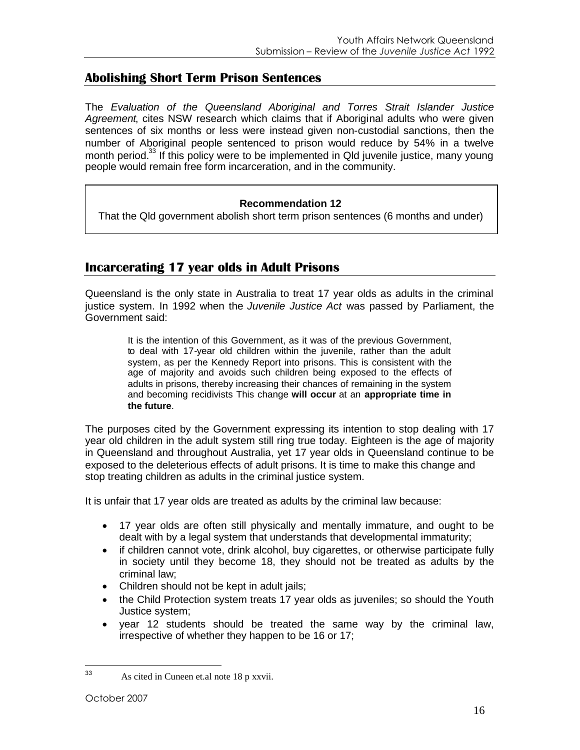## Abolishing Short Term Prison Sentences

The *Evaluation of the Queensland Aboriginal and Torres Strait Islander Justice Agreement*, cites NSW research which claims that if Aboriginal adults who were given sentences of six months or less were instead given non-custodial sanctions, then the number of Aboriginal people sentenced to prison would reduce by 54% in a twelve month period.[33] If this policy were to be implemented in Qld juvenile justice, many young people would remain free form incarceration, and in the community.

> **Recommendation 12**
>
> That the Qld government abolish short term prison sentences (6 months and under)

## Incarcerating 17 year olds in Adult Prisons

Queensland is the only state in Australia to treat 17 year olds as adults in the criminal justice system. In 1992 when the *Juvenile Justice Act* was passed by Parliament, the Government said:

> It is the intention of this Government, as it was of the previous Government, to deal with 17-year old children within the juvenile, rather than the adult system, as per the Kennedy Report into prisons. This is consistent with the age of majority and avoids such children being exposed to the effects of adults in prisons, thereby increasing their chances of remaining in the system and becoming recidivists This change **will occur** at an **appropriate time in the future**.

The purposes cited by the Government expressing its intention to stop dealing with 17 year old children in the adult system still ring true today. Eighteen is the age of majority in Queensland and throughout Australia, yet 17 year olds in Queensland continue to be exposed to the deleterious effects of adult prisons. It is time to make this change and stop treating children as adults in the criminal justice system.

It is unfair that 17 year olds are treated as adults by the criminal law because:

- 17 year olds are often still physically and mentally immature, and ought to be dealt with by a legal system that understands that developmental immaturity;
- if children cannot vote, drink alcohol, buy cigarettes, or otherwise participate fully in society until they become 18, they should not be treated as adults by the criminal law;
- Children should not be kept in adult jails;
- the Child Protection system treats 17 year olds as juveniles; so should the Youth Justice system;
- year 12 students should be treated the same way by the criminal law, irrespective of whether they happen to be 16 or 17;

[33] As cited in Cuneen et.al note 18 p xxvii.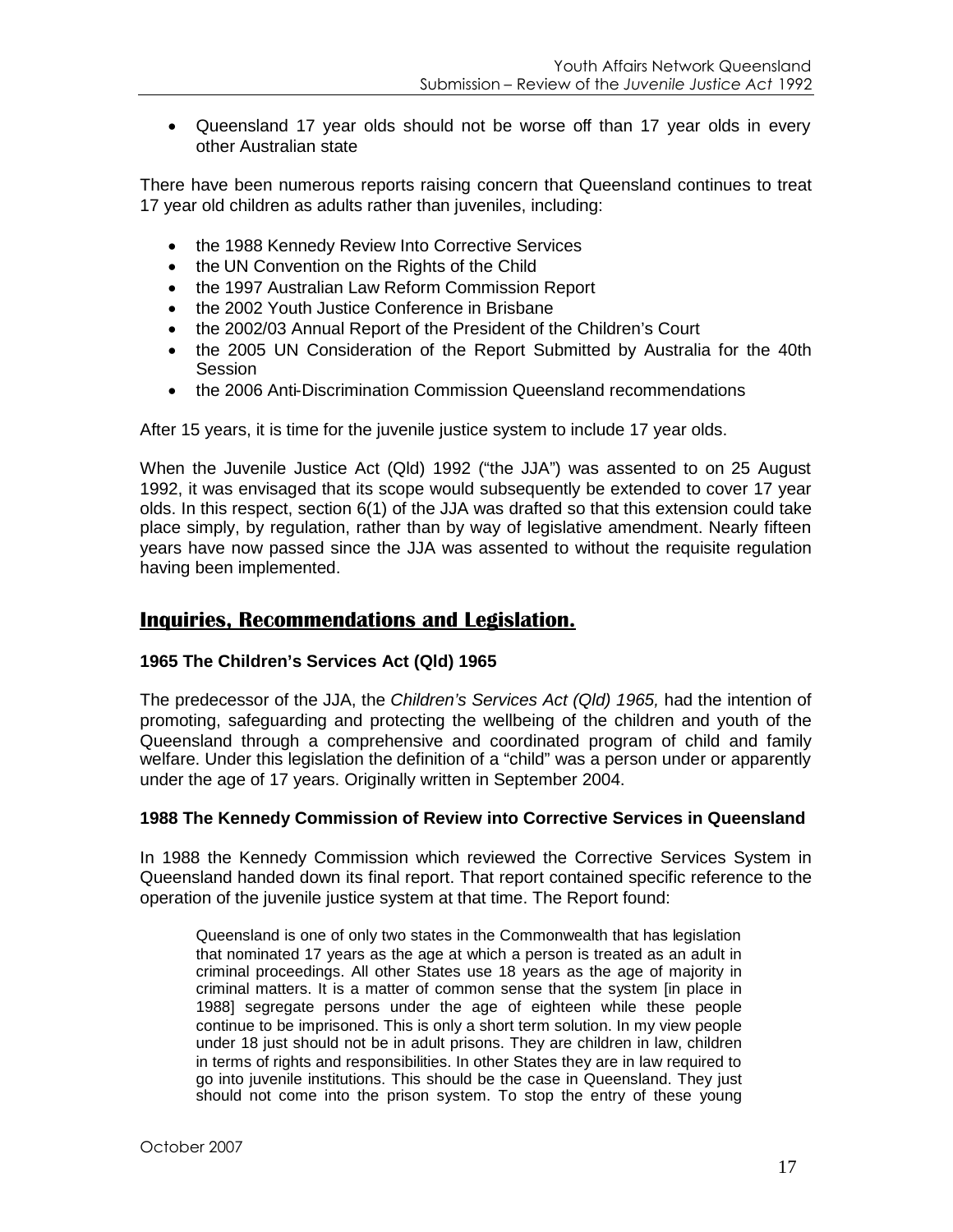- Queensland 17 year olds should not be worse off than 17 year olds in every other Australian state

There have been numerous reports raising concern that Queensland continues to treat 17 year old children as adults rather than juveniles, including:

- the 1988 Kennedy Review Into Corrective Services
- the UN Convention on the Rights of the Child
- the 1997 Australian Law Reform Commission Report
- the 2002 Youth Justice Conference in Brisbane
- the 2002/03 Annual Report of the President of the Children's Court
- the 2005 UN Consideration of the Report Submitted by Australia for the 40th Session
- the 2006 Anti-Discrimination Commission Queensland recommendations

After 15 years, it is time for the juvenile justice system to include 17 year olds.

When the Juvenile Justice Act (Qld) 1992 ("the JJA") was assented to on 25 August 1992, it was envisaged that its scope would subsequently be extended to cover 17 year olds. In this respect, section 6(1) of the JJA was drafted so that this extension could take place simply, by regulation, rather than by way of legislative amendment. Nearly fifteen years have now passed since the JJA was assented to without the requisite regulation having been implemented.

## Inquiries, Recommendations and Legislation.

### 1965 The Children's Services Act (Qld) 1965

The predecessor of the JJA, the *Children's Services Act (Qld) 1965,* had the intention of promoting, safeguarding and protecting the wellbeing of the children and youth of the Queensland through a comprehensive and coordinated program of child and family welfare. Under this legislation the definition of a "child" was a person under or apparently under the age of 17 years. Originally written in September 2004.

### 1988 The Kennedy Commission of Review into Corrective Services in Queensland

In 1988 the Kennedy Commission which reviewed the Corrective Services System in Queensland handed down its final report. That report contained specific reference to the operation of the juvenile justice system at that time. The Report found:

> Queensland is one of only two states in the Commonwealth that has legislation that nominated 17 years as the age at which a person is treated as an adult in criminal proceedings. All other States use 18 years as the age of majority in criminal matters. It is a matter of common sense that the system [in place in 1988] segregate persons under the age of eighteen while these people continue to be imprisoned. This is only a short term solution. In my view people under 18 just should not be in adult prisons. They are children in law, children in terms of rights and responsibilities. In other States they are in law required to go into juvenile institutions. This should be the case in Queensland. They just should not come into the prison system. To stop the entry of these young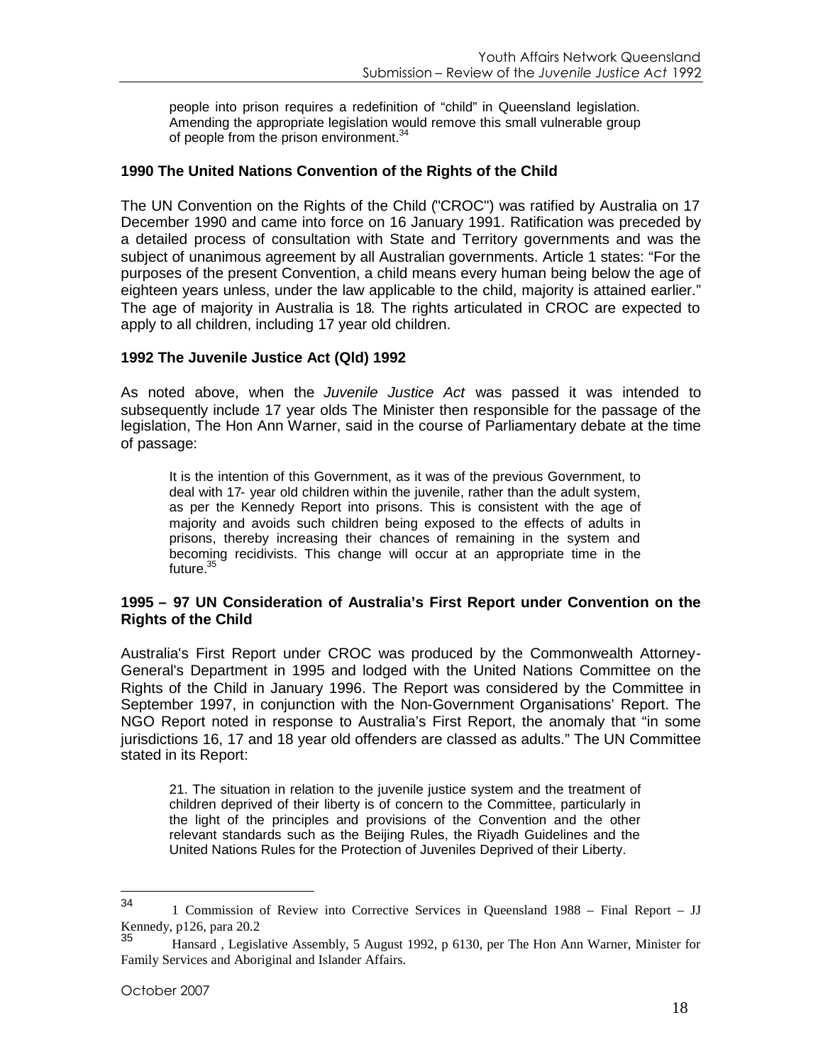> people into prison requires a redefinition of "child" in Queensland legislation. Amending the appropriate legislation would remove this small vulnerable group of people from the prison environment.[34]

### 1990 The United Nations Convention of the Rights of the Child

The UN Convention on the Rights of the Child ("CROC") was ratified by Australia on 17 December 1990 and came into force on 16 January 1991. Ratification was preceded by a detailed process of consultation with State and Territory governments and was the subject of unanimous agreement by all Australian governments. Article 1 states: "For the purposes of the present Convention, a child means every human being below the age of eighteen years unless, under the law applicable to the child, majority is attained earlier." The age of majority in Australia is 18. The rights articulated in CROC are expected to apply to all children, including 17 year old children.

### 1992 The Juvenile Justice Act (Qld) 1992

As noted above, when the *Juvenile Justice Act* was passed it was intended to subsequently include 17 year olds The Minister then responsible for the passage of the legislation, The Hon Ann Warner, said in the course of Parliamentary debate at the time of passage:

> It is the intention of this Government, as it was of the previous Government, to deal with 17- year old children within the juvenile, rather than the adult system, as per the Kennedy Report into prisons. This is consistent with the age of majority and avoids such children being exposed to the effects of adults in prisons, thereby increasing their chances of remaining in the system and becoming recidivists. This change will occur at an appropriate time in the future.[35]

### 1995 – 97 UN Consideration of Australia's First Report under Convention on the Rights of the Child

Australia's First Report under CROC was produced by the Commonwealth Attorney-General's Department in 1995 and lodged with the United Nations Committee on the Rights of the Child in January 1996. The Report was considered by the Committee in September 1997, in conjunction with the Non-Government Organisations' Report. The NGO Report noted in response to Australia's First Report, the anomaly that "in some jurisdictions 16, 17 and 18 year old offenders are classed as adults." The UN Committee stated in its Report:

> 21. The situation in relation to the juvenile justice system and the treatment of children deprived of their liberty is of concern to the Committee, particularly in the light of the principles and provisions of the Convention and the other relevant standards such as the Beijing Rules, the Riyadh Guidelines and the United Nations Rules for the Protection of Juveniles Deprived of their Liberty.

---

[34] 1 Commission of Review into Corrective Services in Queensland 1988 – Final Report – JJ Kennedy, p126, para 20.2

[35] Hansard , Legislative Assembly, 5 August 1992, p 6130, per The Hon Ann Warner, Minister for Family Services and Aboriginal and Islander Affairs.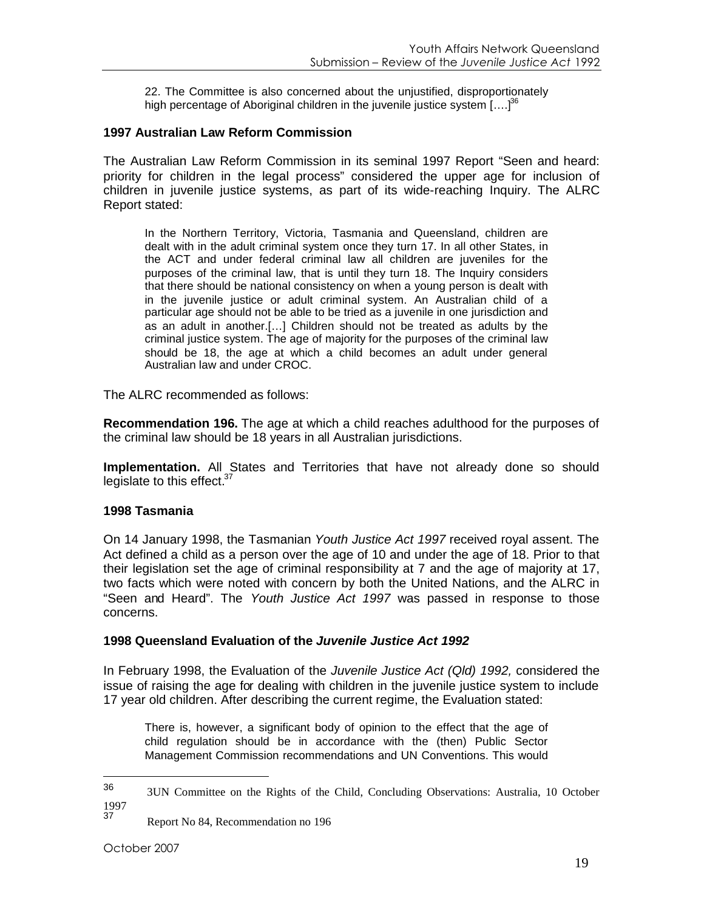> 22. The Committee is also concerned about the unjustified, disproportionately high percentage of Aboriginal children in the juvenile justice system [….][36]

**1997 Australian Law Reform Commission**

The Australian Law Reform Commission in its seminal 1997 Report "Seen and heard: priority for children in the legal process" considered the upper age for inclusion of children in juvenile justice systems, as part of its wide-reaching Inquiry. The ALRC Report stated:

> In the Northern Territory, Victoria, Tasmania and Queensland, children are dealt with in the adult criminal system once they turn 17. In all other States, in the ACT and under federal criminal law all children are juveniles for the purposes of the criminal law, that is until they turn 18. The Inquiry considers that there should be national consistency on when a young person is dealt with in the juvenile justice or adult criminal system. An Australian child of a particular age should not be able to be tried as a juvenile in one jurisdiction and as an adult in another.[…] Children should not be treated as adults by the criminal justice system. The age of majority for the purposes of the criminal law should be 18, the age at which a child becomes an adult under general Australian law and under CROC.

The ALRC recommended as follows:

**Recommendation 196.** The age at which a child reaches adulthood for the purposes of the criminal law should be 18 years in all Australian jurisdictions.

**Implementation.** All States and Territories that have not already done so should legislate to this effect.[37]

**1998 Tasmania**

On 14 January 1998, the Tasmanian *Youth Justice Act 1997* received royal assent. The Act defined a child as a person over the age of 10 and under the age of 18. Prior to that their legislation set the age of criminal responsibility at 7 and the age of majority at 17, two facts which were noted with concern by both the United Nations, and the ALRC in "Seen and Heard". The *Youth Justice Act 1997* was passed in response to those concerns.

**1998 Queensland Evaluation of the *Juvenile Justice Act 1992***

In February 1998, the Evaluation of the *Juvenile Justice Act (Qld) 1992,* considered the issue of raising the age for dealing with children in the juvenile justice system to include 17 year old children. After describing the current regime, the Evaluation stated:

> There is, however, a significant body of opinion to the effect that the age of child regulation should be in accordance with the (then) Public Sector Management Commission recommendations and UN Conventions. This would

---

[36] 3UN Committee on the Rights of the Child, Concluding Observations: Australia, 10 October 1997

[37] Report No 84, Recommendation no 196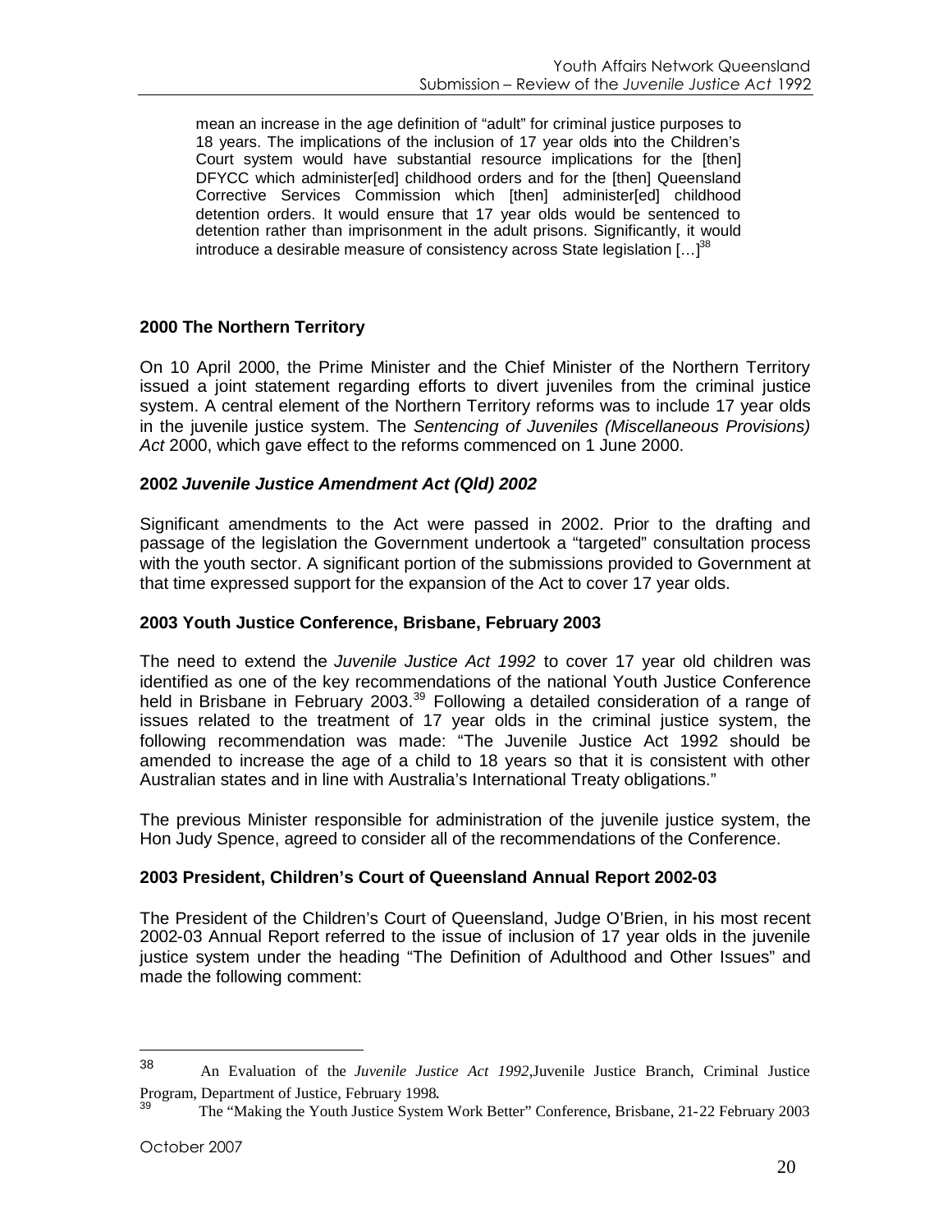> mean an increase in the age definition of "adult" for criminal justice purposes to 18 years. The implications of the inclusion of 17 year olds into the Children's Court system would have substantial resource implications for the [then] DFYCC which administer[ed] childhood orders and for the [then] Queensland Corrective Services Commission which [then] administer[ed] childhood detention orders. It would ensure that 17 year olds would be sentenced to detention rather than imprisonment in the adult prisons. Significantly, it would introduce a desirable measure of consistency across State legislation [...][38]

### 2000 The Northern Territory

On 10 April 2000, the Prime Minister and the Chief Minister of the Northern Territory issued a joint statement regarding efforts to divert juveniles from the criminal justice system. A central element of the Northern Territory reforms was to include 17 year olds in the juvenile justice system. The *Sentencing of Juveniles (Miscellaneous Provisions) Act* 2000, which gave effect to the reforms commenced on 1 June 2000.

### 2002 *Juvenile Justice Amendment Act (Qld) 2002*

Significant amendments to the Act were passed in 2002. Prior to the drafting and passage of the legislation the Government undertook a "targeted" consultation process with the youth sector. A significant portion of the submissions provided to Government at that time expressed support for the expansion of the Act to cover 17 year olds.

### 2003 Youth Justice Conference, Brisbane, February 2003

The need to extend the *Juvenile Justice Act 1992* to cover 17 year old children was identified as one of the key recommendations of the national Youth Justice Conference held in Brisbane in February 2003.[39] Following a detailed consideration of a range of issues related to the treatment of 17 year olds in the criminal justice system, the following recommendation was made: "The Juvenile Justice Act 1992 should be amended to increase the age of a child to 18 years so that it is consistent with other Australian states and in line with Australia's International Treaty obligations."

The previous Minister responsible for administration of the juvenile justice system, the Hon Judy Spence, agreed to consider all of the recommendations of the Conference.

### 2003 President, Children's Court of Queensland Annual Report 2002-03

The President of the Children's Court of Queensland, Judge O'Brien, in his most recent 2002-03 Annual Report referred to the issue of inclusion of 17 year olds in the juvenile justice system under the heading "The Definition of Adulthood and Other Issues" and made the following comment:

---

[38] An Evaluation of the *Juvenile Justice Act 1992*,Juvenile Justice Branch, Criminal Justice Program, Department of Justice, February 1998.

[39] The "Making the Youth Justice System Work Better" Conference, Brisbane, 21-22 February 2003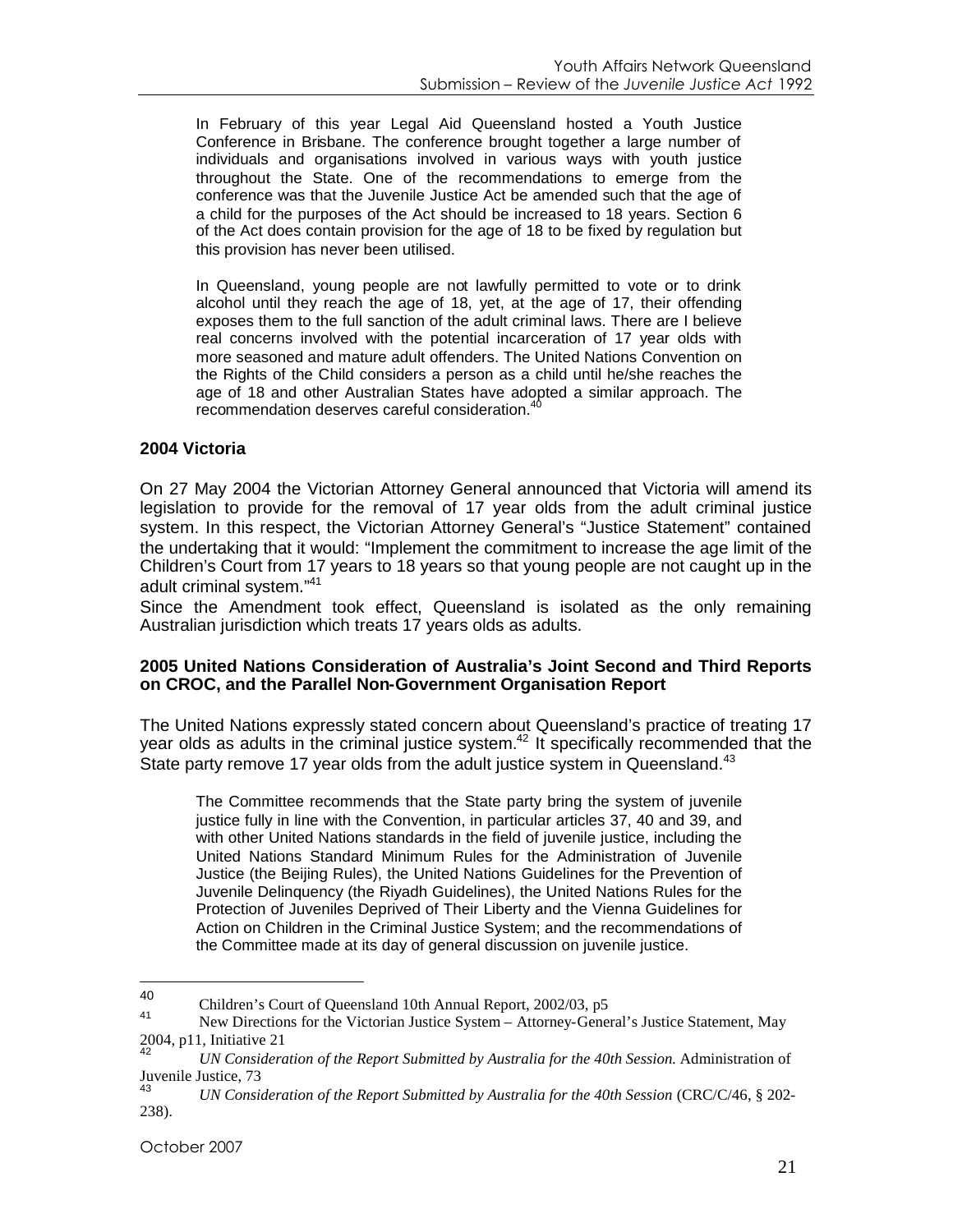> In February of this year Legal Aid Queensland hosted a Youth Justice Conference in Brisbane. The conference brought together a large number of individuals and organisations involved in various ways with youth justice throughout the State. One of the recommendations to emerge from the conference was that the Juvenile Justice Act be amended such that the age of a child for the purposes of the Act should be increased to 18 years. Section 6 of the Act does contain provision for the age of 18 to be fixed by regulation but this provision has never been utilised.
>
> In Queensland, young people are not lawfully permitted to vote or to drink alcohol until they reach the age of 18, yet, at the age of 17, their offending exposes them to the full sanction of the adult criminal laws. There are I believe real concerns involved with the potential incarceration of 17 year olds with more seasoned and mature adult offenders. The United Nations Convention on the Rights of the Child considers a person as a child until he/she reaches the age of 18 and other Australian States have adopted a similar approach. The recommendation deserves careful consideration.[40]

### 2004 Victoria

On 27 May 2004 the Victorian Attorney General announced that Victoria will amend its legislation to provide for the removal of 17 year olds from the adult criminal justice system. In this respect, the Victorian Attorney General's "Justice Statement" contained the undertaking that it would: "Implement the commitment to increase the age limit of the Children's Court from 17 years to 18 years so that young people are not caught up in the adult criminal system."[41]

Since the Amendment took effect, Queensland is isolated as the only remaining Australian jurisdiction which treats 17 years olds as adults.

### 2005 United Nations Consideration of Australia's Joint Second and Third Reports on CROC, and the Parallel Non-Government Organisation Report

The United Nations expressly stated concern about Queensland's practice of treating 17 year olds as adults in the criminal justice system.[42] It specifically recommended that the State party remove 17 year olds from the adult justice system in Queensland.[43]

> The Committee recommends that the State party bring the system of juvenile justice fully in line with the Convention, in particular articles 37, 40 and 39, and with other United Nations standards in the field of juvenile justice, including the United Nations Standard Minimum Rules for the Administration of Juvenile Justice (the Beijing Rules), the United Nations Guidelines for the Prevention of Juvenile Delinquency (the Riyadh Guidelines), the United Nations Rules for the Protection of Juveniles Deprived of Their Liberty and the Vienna Guidelines for Action on Children in the Criminal Justice System; and the recommendations of the Committee made at its day of general discussion on juvenile justice.

---

[40] Children's Court of Queensland 10th Annual Report, 2002/03, p5

[41] New Directions for the Victorian Justice System – Attorney-General's Justice Statement, May 2004, p11, Initiative 21

[42] *UN Consideration of the Report Submitted by Australia for the 40th Session.* Administration of Juvenile Justice, 73

[43] *UN Consideration of the Report Submitted by Australia for the 40th Session* (CRC/C/46, § 202-238).

October 2007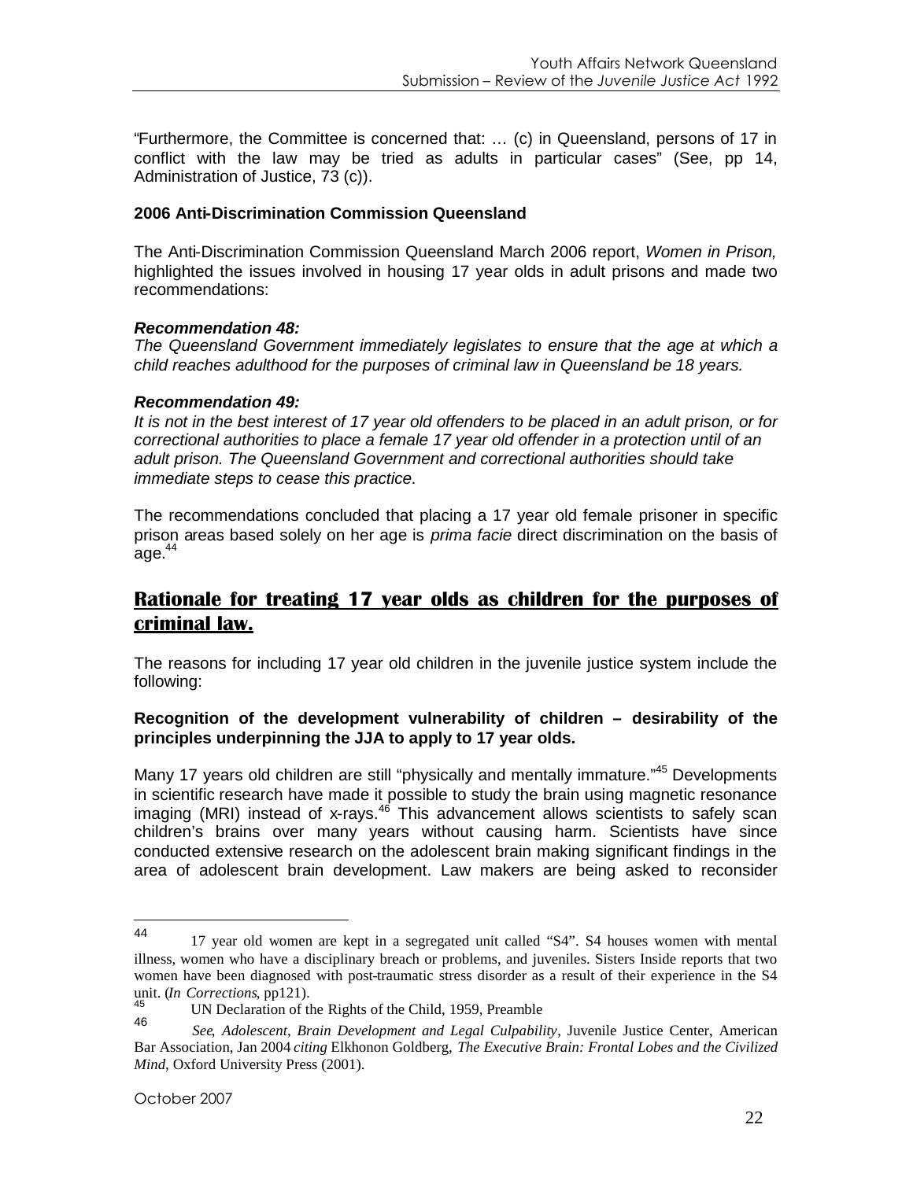"Furthermore, the Committee is concerned that: … (c) in Queensland, persons of 17 in conflict with the law may be tried as adults in particular cases" (See, pp 14, Administration of Justice, 73 (c)).

**2006 Anti-Discrimination Commission Queensland**

The Anti-Discrimination Commission Queensland March 2006 report, *Women in Prison,* highlighted the issues involved in housing 17 year olds in adult prisons and made two recommendations:

***Recommendation 48:***
*The Queensland Government immediately legislates to ensure that the age at which a child reaches adulthood for the purposes of criminal law in Queensland be 18 years.*

***Recommendation 49:***
*It is not in the best interest of 17 year old offenders to be placed in an adult prison, or for correctional authorities to place a female 17 year old offender in a protection until of an adult prison. The Queensland Government and correctional authorities should take immediate steps to cease this practice.*

The recommendations concluded that placing a 17 year old female prisoner in specific prison areas based solely on her age is *prima facie* direct discrimination on the basis of age.[44]

## Rationale for treating 17 year olds as children for the purposes of criminal law.

The reasons for including 17 year old children in the juvenile justice system include the following:

**Recognition of the development vulnerability of children – desirability of the principles underpinning the JJA to apply to 17 year olds.**

Many 17 years old children are still "physically and mentally immature."[45] Developments in scientific research have made it possible to study the brain using magnetic resonance imaging (MRI) instead of x-rays.[46] This advancement allows scientists to safely scan children's brains over many years without causing harm. Scientists have since conducted extensive research on the adolescent brain making significant findings in the area of adolescent brain development. Law makers are being asked to reconsider

---

[44] 17 year old women are kept in a segregated unit called "S4". S4 houses women with mental illness, women who have a disciplinary breach or problems, and juveniles. Sisters Inside reports that two women have been diagnosed with post-traumatic stress disorder as a result of their experience in the S4 unit. (*In Corrections*, pp121).

[45] UN Declaration of the Rights of the Child, 1959, Preamble

[46] *See*, *Adolescent, Brain Development and Legal Culpability*, Juvenile Justice Center, American Bar Association, Jan 2004 *citing* Elkhonon Goldberg, *The Executive Brain: Frontal Lobes and the Civilized Mind*, Oxford University Press (2001).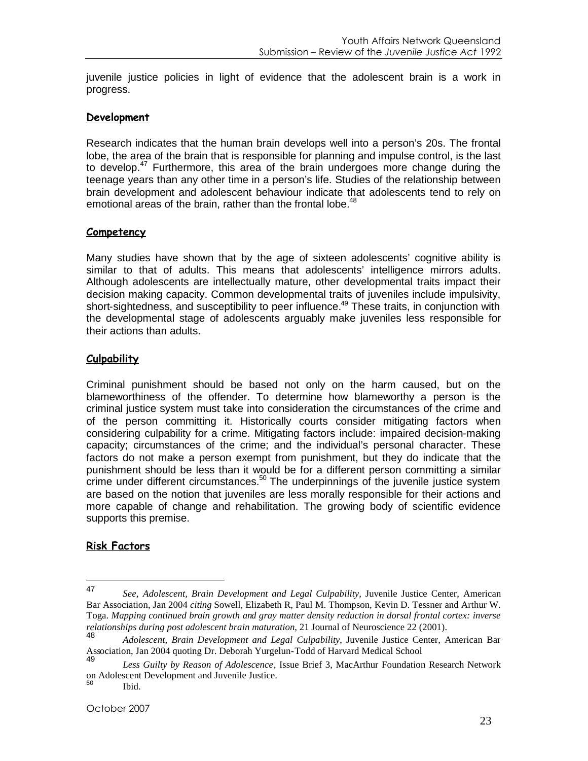juvenile justice policies in light of evidence that the adolescent brain is a work in progress.

## Development

Research indicates that the human brain develops well into a person's 20s. The frontal lobe, the area of the brain that is responsible for planning and impulse control, is the last to develop.[47] Furthermore, this area of the brain undergoes more change during the teenage years than any other time in a person's life. Studies of the relationship between brain development and adolescent behaviour indicate that adolescents tend to rely on emotional areas of the brain, rather than the frontal lobe.[48]

## Competency

Many studies have shown that by the age of sixteen adolescents' cognitive ability is similar to that of adults. This means that adolescents' intelligence mirrors adults. Although adolescents are intellectually mature, other developmental traits impact their decision making capacity. Common developmental traits of juveniles include impulsivity, short-sightedness, and susceptibility to peer influence.[49] These traits, in conjunction with the developmental stage of adolescents arguably make juveniles less responsible for their actions than adults.

## Culpability

Criminal punishment should be based not only on the harm caused, but on the blameworthiness of the offender. To determine how blameworthy a person is the criminal justice system must take into consideration the circumstances of the crime and of the person committing it. Historically courts consider mitigating factors when considering culpability for a crime. Mitigating factors include: impaired decision-making capacity; circumstances of the crime; and the individual's personal character. These factors do not make a person exempt from punishment, but they do indicate that the punishment should be less than it would be for a different person committing a similar crime under different circumstances.[50] The underpinnings of the juvenile justice system are based on the notion that juveniles are less morally responsible for their actions and more capable of change and rehabilitation. The growing body of scientific evidence supports this premise.

## Risk Factors

---

[47] *See*, *Adolescent, Brain Development and Legal Culpability*, Juvenile Justice Center, American Bar Association, Jan 2004 *citing* Sowell, Elizabeth R, Paul M. Thompson, Kevin D. Tessner and Arthur W. Toga. *Mapping continued brain growth and gray matter density reduction in dorsal frontal cortex: inverse relationships during post adolescent brain maturation*, 21 Journal of Neuroscience 22 (2001).

[48] *Adolescent, Brain Development and Legal Culpability*, Juvenile Justice Center, American Bar Association, Jan 2004 quoting Dr. Deborah Yurgelun-Todd of Harvard Medical School

[49] *Less Guilty by Reason of Adolescence*, Issue Brief 3, MacArthur Foundation Research Network on Adolescent Development and Juvenile Justice.

[50] Ibid.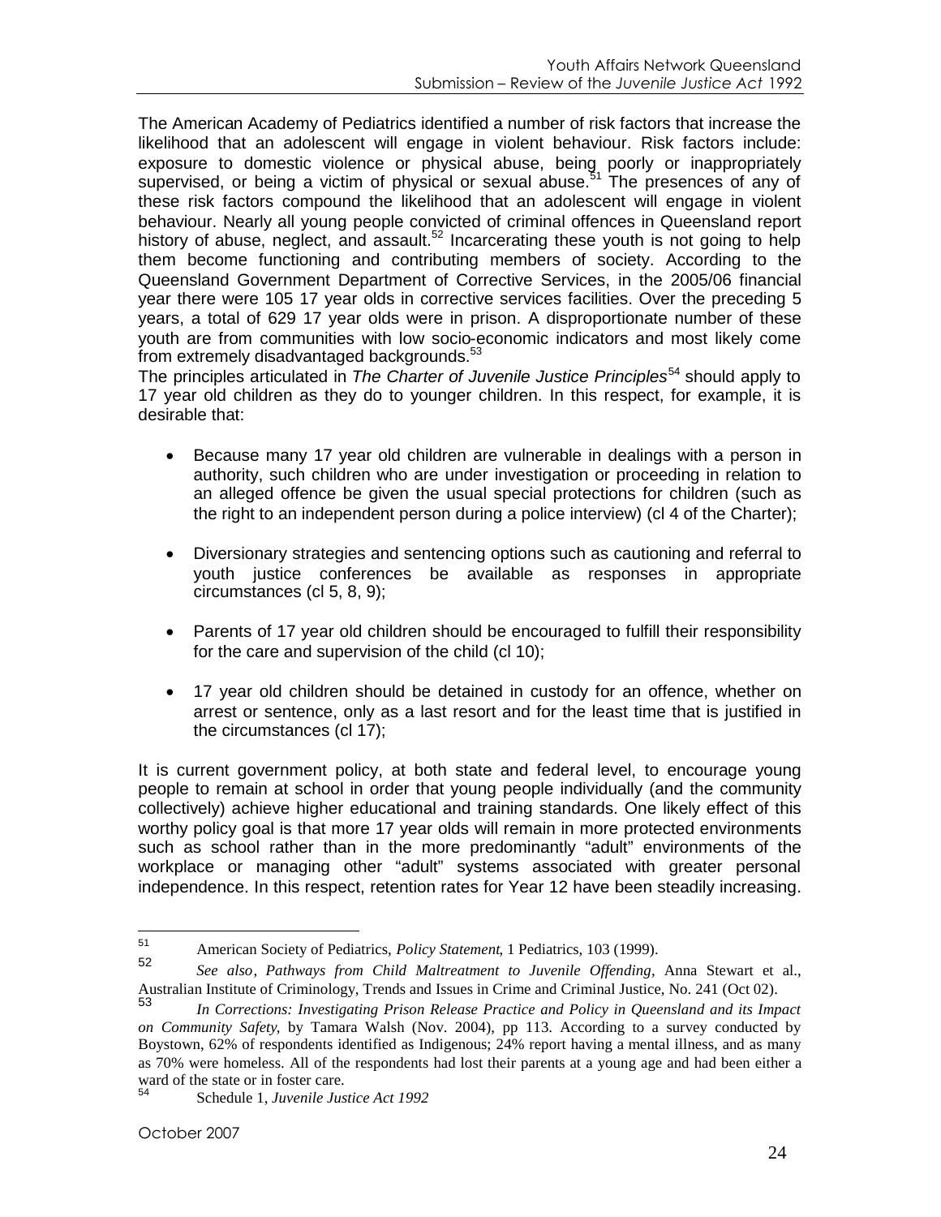The American Academy of Pediatrics identified a number of risk factors that increase the likelihood that an adolescent will engage in violent behaviour. Risk factors include: exposure to domestic violence or physical abuse, being poorly or inappropriately supervised, or being a victim of physical or sexual abuse.[51] The presences of any of these risk factors compound the likelihood that an adolescent will engage in violent behaviour. Nearly all young people convicted of criminal offences in Queensland report history of abuse, neglect, and assault.[52] Incarcerating these youth is not going to help them become functioning and contributing members of society. According to the Queensland Government Department of Corrective Services, in the 2005/06 financial year there were 105 17 year olds in corrective services facilities. Over the preceding 5 years, a total of 629 17 year olds were in prison. A disproportionate number of these youth are from communities with low socio-economic indicators and most likely come from extremely disadvantaged backgrounds.[53]

The principles articulated in *The Charter of Juvenile Justice Principles*[54] should apply to 17 year old children as they do to younger children. In this respect, for example, it is desirable that:

- Because many 17 year old children are vulnerable in dealings with a person in authority, such children who are under investigation or proceeding in relation to an alleged offence be given the usual special protections for children (such as the right to an independent person during a police interview) (cl 4 of the Charter);
- Diversionary strategies and sentencing options such as cautioning and referral to youth justice conferences be available as responses in appropriate circumstances (cl 5, 8, 9);
- Parents of 17 year old children should be encouraged to fulfill their responsibility for the care and supervision of the child (cl 10);
- 17 year old children should be detained in custody for an offence, whether on arrest or sentence, only as a last resort and for the least time that is justified in the circumstances (cl 17);

It is current government policy, at both state and federal level, to encourage young people to remain at school in order that young people individually (and the community collectively) achieve higher educational and training standards. One likely effect of this worthy policy goal is that more 17 year olds will remain in more protected environments such as school rather than in the more predominantly "adult" environments of the workplace or managing other "adult" systems associated with greater personal independence. In this respect, retention rates for Year 12 have been steadily increasing.

---

[51] American Society of Pediatrics, *Policy Statement*, 1 Pediatrics, 103 (1999).

[52] *See also*, *Pathways from Child Maltreatment to Juvenile Offending*, Anna Stewart et al., Australian Institute of Criminology, Trends and Issues in Crime and Criminal Justice, No. 241 (Oct 02).

[53] *In Corrections: Investigating Prison Release Practice and Policy in Queensland and its Impact on Community Safety*, by Tamara Walsh (Nov. 2004), pp 113. According to a survey conducted by Boystown, 62% of respondents identified as Indigenous; 24% report having a mental illness, and as many as 70% were homeless. All of the respondents had lost their parents at a young age and had been either a ward of the state or in foster care.

[54] Schedule 1, *Juvenile Justice Act 1992*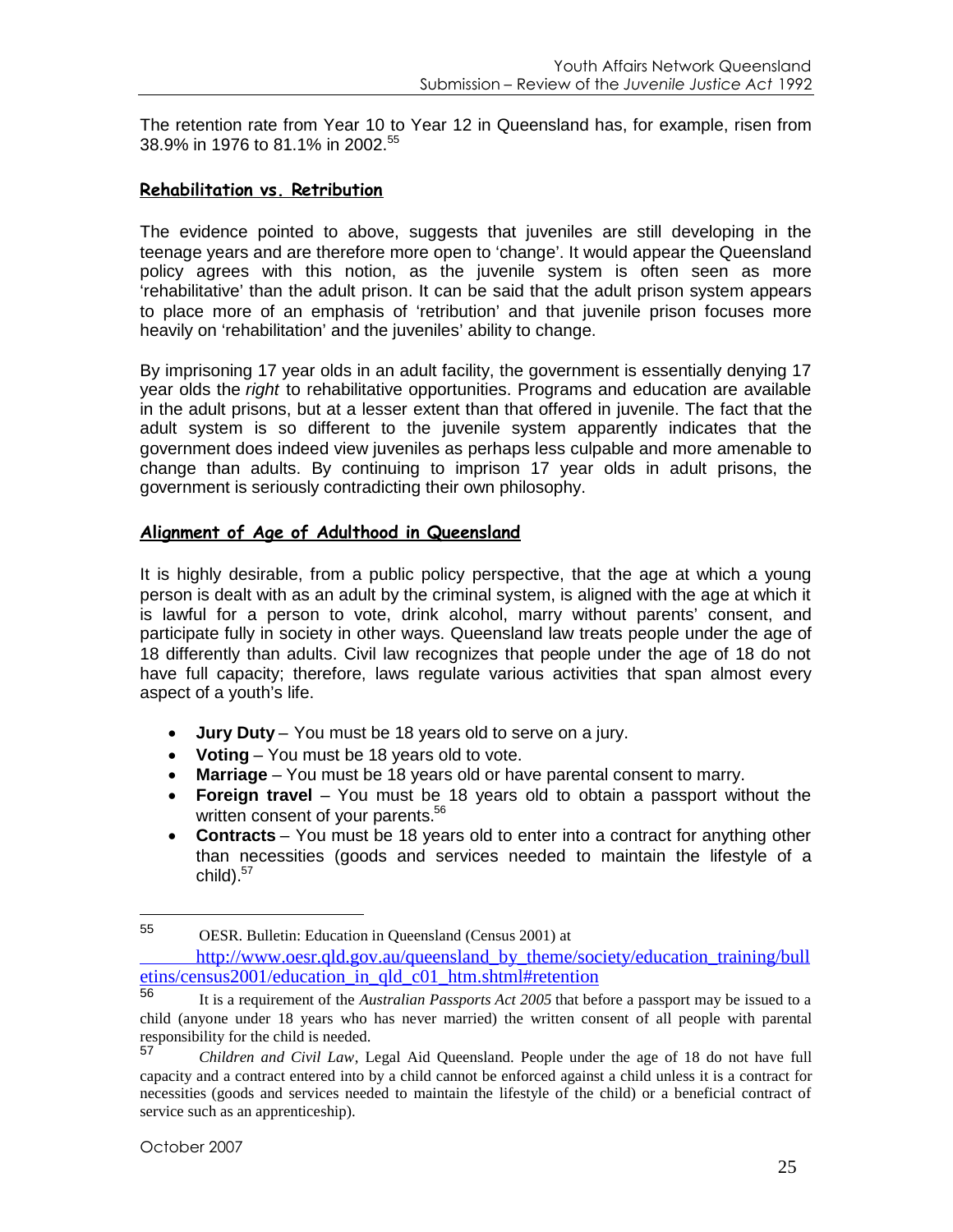The retention rate from Year 10 to Year 12 in Queensland has, for example, risen from 38.9% in 1976 to 81.1% in 2002.[55]

## Rehabilitation vs. Retribution

The evidence pointed to above, suggests that juveniles are still developing in the teenage years and are therefore more open to 'change'. It would appear the Queensland policy agrees with this notion, as the juvenile system is often seen as more 'rehabilitative' than the adult prison. It can be said that the adult prison system appears to place more of an emphasis of 'retribution' and that juvenile prison focuses more heavily on 'rehabilitation' and the juveniles' ability to change.

By imprisoning 17 year olds in an adult facility, the government is essentially denying 17 year olds the *right* to rehabilitative opportunities. Programs and education are available in the adult prisons, but at a lesser extent than that offered in juvenile. The fact that the adult system is so different to the juvenile system apparently indicates that the government does indeed view juveniles as perhaps less culpable and more amenable to change than adults. By continuing to imprison 17 year olds in adult prisons, the government is seriously contradicting their own philosophy.

## Alignment of Age of Adulthood in Queensland

It is highly desirable, from a public policy perspective, that the age at which a young person is dealt with as an adult by the criminal system, is aligned with the age at which it is lawful for a person to vote, drink alcohol, marry without parents' consent, and participate fully in society in other ways. Queensland law treats people under the age of 18 differently than adults. Civil law recognizes that people under the age of 18 do not have full capacity; therefore, laws regulate various activities that span almost every aspect of a youth's life.

- **Jury Duty** – You must be 18 years old to serve on a jury.
- **Voting** – You must be 18 years old to vote.
- **Marriage** – You must be 18 years old or have parental consent to marry.
- **Foreign travel** – You must be 18 years old to obtain a passport without the written consent of your parents.[56]
- **Contracts** – You must be 18 years old to enter into a contract for anything other than necessities (goods and services needed to maintain the lifestyle of a child).[57]

---

[55] OESR. Bulletin: Education in Queensland (Census 2001) at http://www.oesr.qld.gov.au/queensland_by_theme/society/education_training/bulletins/census2001/education_in_qld_c01_htm.shtml#retention

[56] It is a requirement of the *Australian Passports Act 2005* that before a passport may be issued to a child (anyone under 18 years who has never married) the written consent of all people with parental responsibility for the child is needed.

[57] *Children and Civil Law*, Legal Aid Queensland. People under the age of 18 do not have full capacity and a contract entered into by a child cannot be enforced against a child unless it is a contract for necessities (goods and services needed to maintain the lifestyle of the child) or a beneficial contract of service such as an apprenticeship).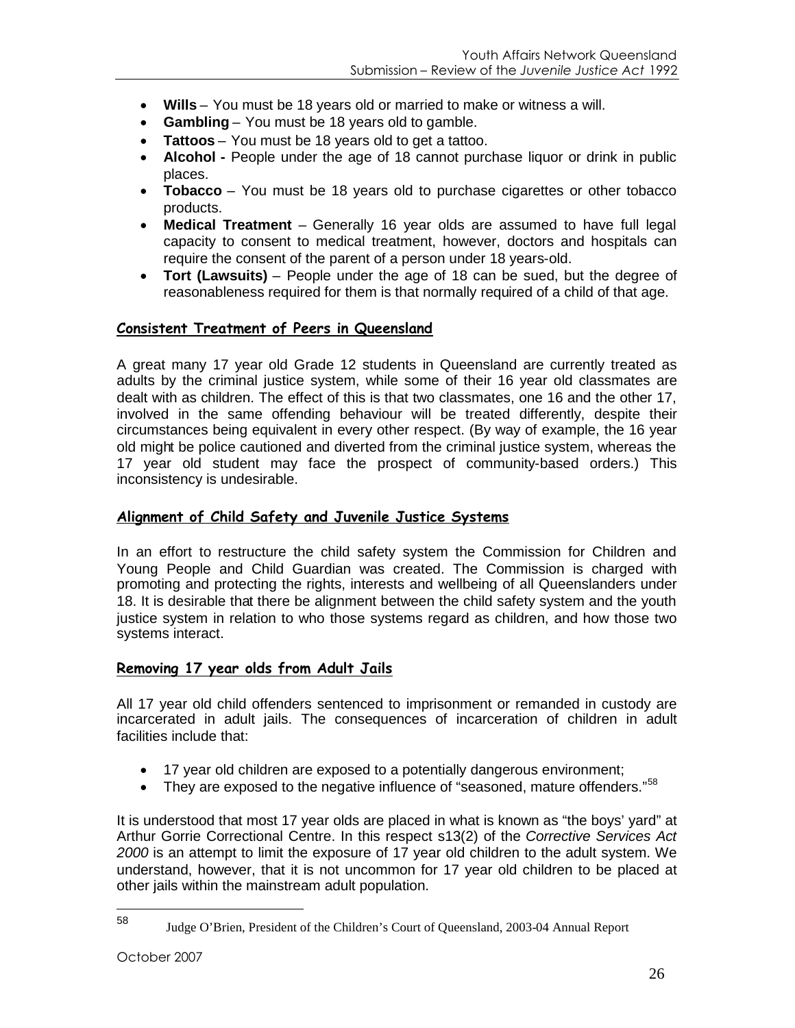- **Wills** – You must be 18 years old or married to make or witness a will.
- **Gambling** – You must be 18 years old to gamble.
- **Tattoos** – You must be 18 years old to get a tattoo.
- **Alcohol -** People under the age of 18 cannot purchase liquor or drink in public places.
- **Tobacco** – You must be 18 years old to purchase cigarettes or other tobacco products.
- **Medical Treatment** – Generally 16 year olds are assumed to have full legal capacity to consent to medical treatment, however, doctors and hospitals can require the consent of the parent of a person under 18 years-old.
- **Tort (Lawsuits)** – People under the age of 18 can be sued, but the degree of reasonableness required for them is that normally required of a child of that age.

## Consistent Treatment of Peers in Queensland

A great many 17 year old Grade 12 students in Queensland are currently treated as adults by the criminal justice system, while some of their 16 year old classmates are dealt with as children. The effect of this is that two classmates, one 16 and the other 17, involved in the same offending behaviour will be treated differently, despite their circumstances being equivalent in every other respect. (By way of example, the 16 year old might be police cautioned and diverted from the criminal justice system, whereas the 17 year old student may face the prospect of community-based orders.) This inconsistency is undesirable.

## Alignment of Child Safety and Juvenile Justice Systems

In an effort to restructure the child safety system the Commission for Children and Young People and Child Guardian was created. The Commission is charged with promoting and protecting the rights, interests and wellbeing of all Queenslanders under 18. It is desirable that there be alignment between the child safety system and the youth justice system in relation to who those systems regard as children, and how those two systems interact.

## Removing 17 year olds from Adult Jails

All 17 year old child offenders sentenced to imprisonment or remanded in custody are incarcerated in adult jails. The consequences of incarceration of children in adult facilities include that:

- 17 year old children are exposed to a potentially dangerous environment;
- They are exposed to the negative influence of "seasoned, mature offenders."[58]

It is understood that most 17 year olds are placed in what is known as "the boys' yard" at Arthur Gorrie Correctional Centre. In this respect s13(2) of the *Corrective Services Act 2000* is an attempt to limit the exposure of 17 year old children to the adult system. We understand, however, that it is not uncommon for 17 year old children to be placed at other jails within the mainstream adult population.

---

[58] Judge O'Brien, President of the Children's Court of Queensland, 2003-04 Annual Report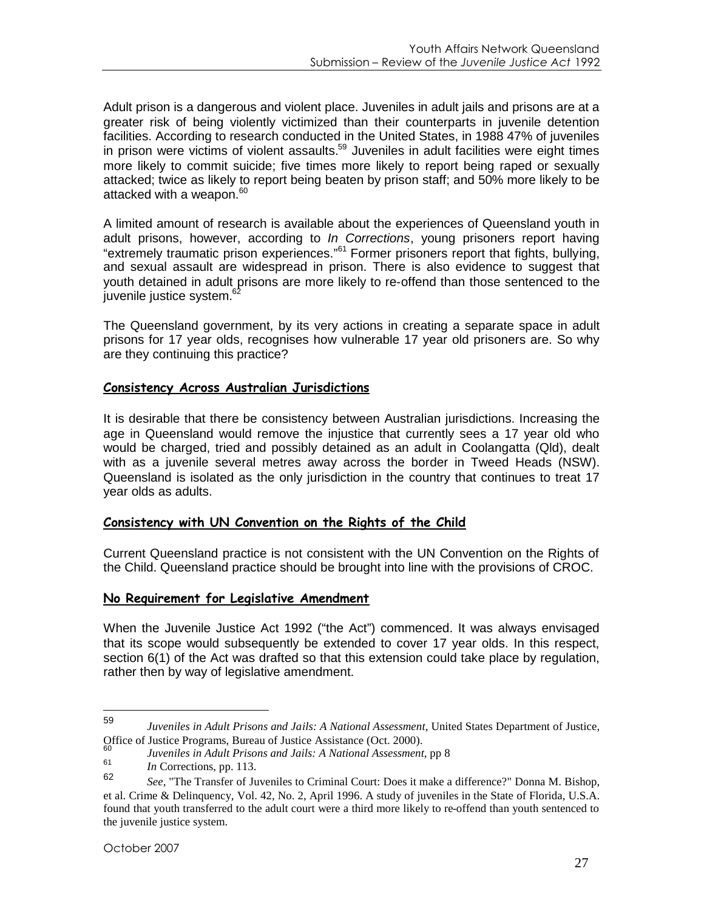Adult prison is a dangerous and violent place. Juveniles in adult jails and prisons are at a greater risk of being violently victimized than their counterparts in juvenile detention facilities. According to research conducted in the United States, in 1988 47% of juveniles in prison were victims of violent assaults.[59] Juveniles in adult facilities were eight times more likely to commit suicide; five times more likely to report being raped or sexually attacked; twice as likely to report being beaten by prison staff; and 50% more likely to be attacked with a weapon.[60]

A limited amount of research is available about the experiences of Queensland youth in adult prisons, however, according to *In Corrections*, young prisoners report having "extremely traumatic prison experiences."[61] Former prisoners report that fights, bullying, and sexual assault are widespread in prison. There is also evidence to suggest that youth detained in adult prisons are more likely to re-offend than those sentenced to the juvenile justice system.[62]

The Queensland government, by its very actions in creating a separate space in adult prisons for 17 year olds, recognises how vulnerable 17 year old prisoners are. So why are they continuing this practice?

## Consistency Across Australian Jurisdictions

It is desirable that there be consistency between Australian jurisdictions. Increasing the age in Queensland would remove the injustice that currently sees a 17 year old who would be charged, tried and possibly detained as an adult in Coolangatta (Qld), dealt with as a juvenile several metres away across the border in Tweed Heads (NSW). Queensland is isolated as the only jurisdiction in the country that continues to treat 17 year olds as adults.

## Consistency with UN Convention on the Rights of the Child

Current Queensland practice is not consistent with the UN Convention on the Rights of the Child. Queensland practice should be brought into line with the provisions of CROC.

## No Requirement for Legislative Amendment

When the Juvenile Justice Act 1992 ("the Act") commenced. It was always envisaged that its scope would subsequently be extended to cover 17 year olds. In this respect, section 6(1) of the Act was drafted so that this extension could take place by regulation, rather then by way of legislative amendment.

---

[59] *Juveniles in Adult Prisons and Jails: A National Assessment*, United States Department of Justice, Office of Justice Programs, Bureau of Justice Assistance (Oct. 2000).

[60] *Juveniles in Adult Prisons and Jails: A National Assessment*, pp 8

[61] *In* Corrections, pp. 113.

[62] *See*, "The Transfer of Juveniles to Criminal Court: Does it make a difference?" Donna M. Bishop, et al. Crime & Delinquency, Vol. 42, No. 2, April 1996. A study of juveniles in the State of Florida, U.S.A. found that youth transferred to the adult court were a third more likely to re-offend than youth sentenced to the juvenile justice system.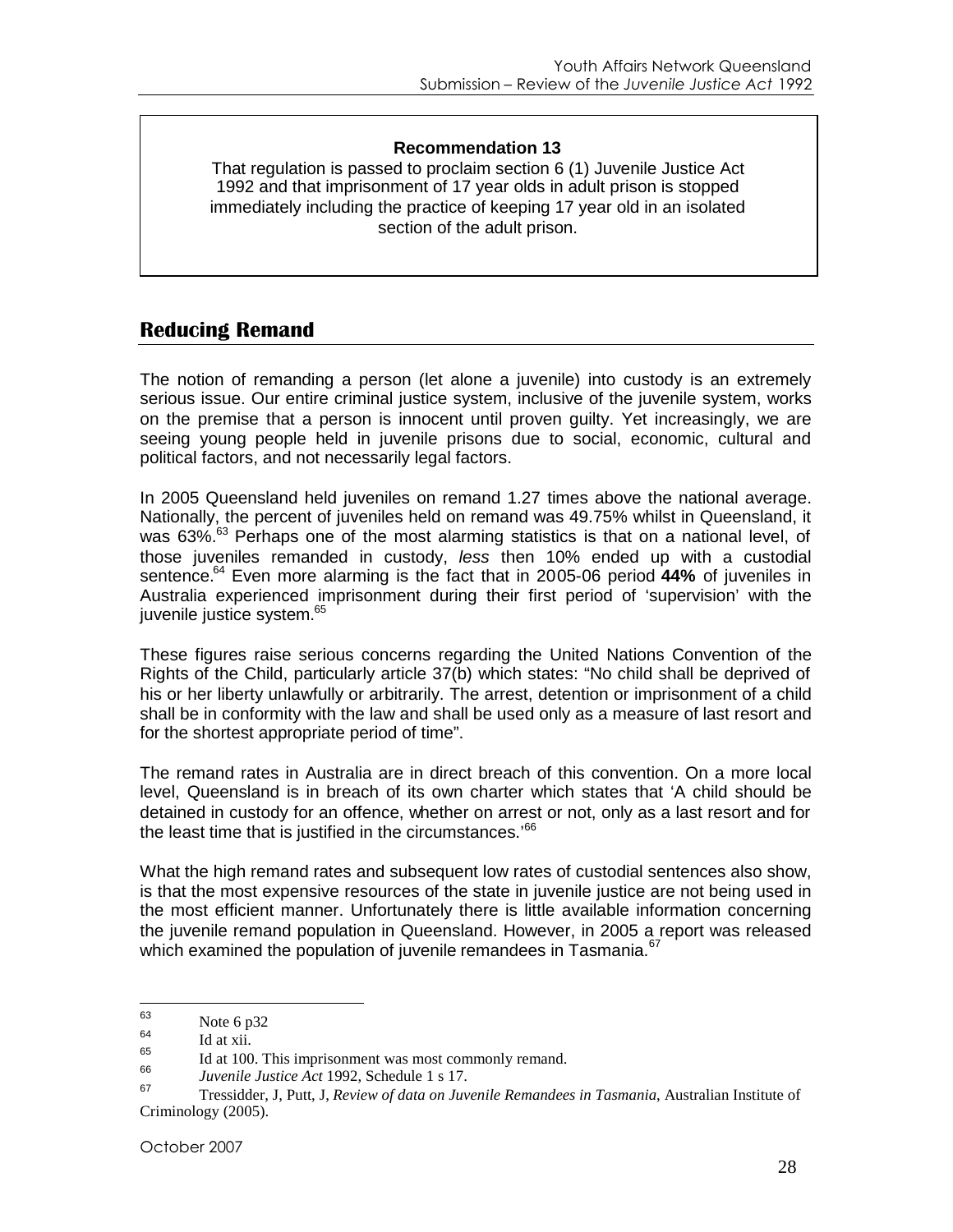**Recommendation 13**

That regulation is passed to proclaim section 6 (1) Juvenile Justice Act 1992 and that imprisonment of 17 year olds in adult prison is stopped immediately including the practice of keeping 17 year old in an isolated section of the adult prison.

## Reducing Remand

The notion of remanding a person (let alone a juvenile) into custody is an extremely serious issue. Our entire criminal justice system, inclusive of the juvenile system, works on the premise that a person is innocent until proven guilty. Yet increasingly, we are seeing young people held in juvenile prisons due to social, economic, cultural and political factors, and not necessarily legal factors.

In 2005 Queensland held juveniles on remand 1.27 times above the national average. Nationally, the percent of juveniles held on remand was 49.75% whilst in Queensland, it was 63%.[63] Perhaps one of the most alarming statistics is that on a national level, of those juveniles remanded in custody, *less* then 10% ended up with a custodial sentence.[64] Even more alarming is the fact that in 2005-06 period **44%** of juveniles in Australia experienced imprisonment during their first period of 'supervision' with the juvenile justice system.[65]

These figures raise serious concerns regarding the United Nations Convention of the Rights of the Child, particularly article 37(b) which states: "No child shall be deprived of his or her liberty unlawfully or arbitrarily. The arrest, detention or imprisonment of a child shall be in conformity with the law and shall be used only as a measure of last resort and for the shortest appropriate period of time".

The remand rates in Australia are in direct breach of this convention. On a more local level, Queensland is in breach of its own charter which states that 'A child should be detained in custody for an offence, whether on arrest or not, only as a last resort and for the least time that is justified in the circumstances.'[66]

What the high remand rates and subsequent low rates of custodial sentences also show, is that the most expensive resources of the state in juvenile justice are not being used in the most efficient manner. Unfortunately there is little available information concerning the juvenile remand population in Queensland. However, in 2005 a report was released which examined the population of juvenile remandees in Tasmania.[67]

---

[63] Note 6 p32

[64] Id at xii.

[65] Id at 100. This imprisonment was most commonly remand.

[66] *Juvenile Justice Act* 1992, Schedule 1 s 17.

[67] Tressidder, J, Putt, J, *Review of data on Juvenile Remandees in Tasmania*, Australian Institute of Criminology (2005).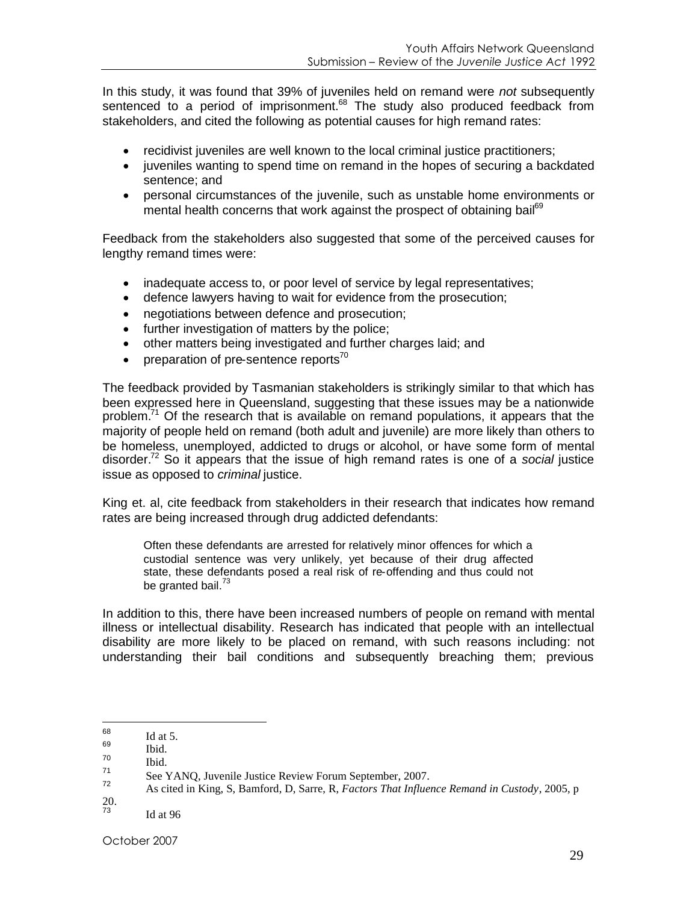In this study, it was found that 39% of juveniles held on remand were *not* subsequently sentenced to a period of imprisonment.[68] The study also produced feedback from stakeholders, and cited the following as potential causes for high remand rates:

- recidivist juveniles are well known to the local criminal justice practitioners;
- juveniles wanting to spend time on remand in the hopes of securing a backdated sentence; and
- personal circumstances of the juvenile, such as unstable home environments or mental health concerns that work against the prospect of obtaining bail[69]

Feedback from the stakeholders also suggested that some of the perceived causes for lengthy remand times were:

- inadequate access to, or poor level of service by legal representatives;
- defence lawyers having to wait for evidence from the prosecution;
- negotiations between defence and prosecution;
- further investigation of matters by the police;
- other matters being investigated and further charges laid; and
- preparation of pre-sentence reports[70]

The feedback provided by Tasmanian stakeholders is strikingly similar to that which has been expressed here in Queensland, suggesting that these issues may be a nationwide problem.[71] Of the research that is available on remand populations, it appears that the majority of people held on remand (both adult and juvenile) are more likely than others to be homeless, unemployed, addicted to drugs or alcohol, or have some form of mental disorder.[72] So it appears that the issue of high remand rates is one of a *social* justice issue as opposed to *criminal* justice.

King et. al, cite feedback from stakeholders in their research that indicates how remand rates are being increased through drug addicted defendants:

> Often these defendants are arrested for relatively minor offences for which a custodial sentence was very unlikely, yet because of their drug affected state, these defendants posed a real risk of re-offending and thus could not be granted bail.[73]

In addition to this, there have been increased numbers of people on remand with mental illness or intellectual disability. Research has indicated that people with an intellectual disability are more likely to be placed on remand, with such reasons including: not understanding their bail conditions and subsequently breaching them; previous

---

[68] Id at 5.

[69] Ibid.

[70] Ibid.

[71] See YANQ, Juvenile Justice Review Forum September, 2007.

[72] As cited in King, S, Bamford, D, Sarre, R, *Factors That Influence Remand in Custody*, 2005, p 20.

[73] Id at 96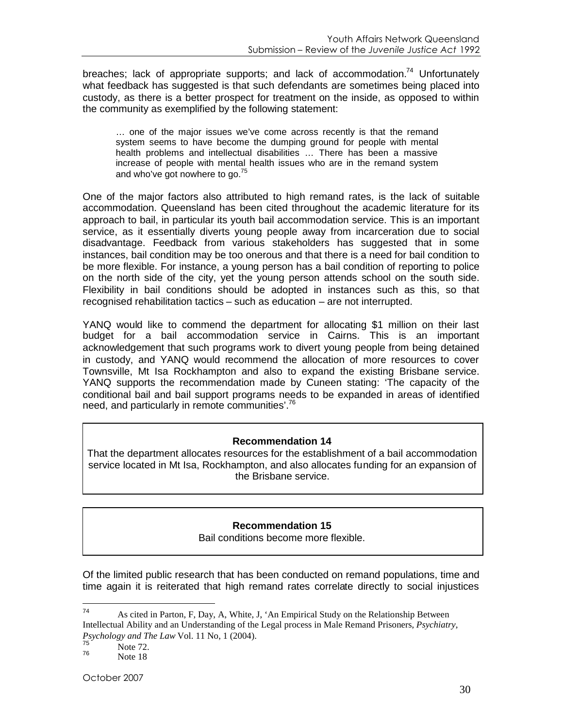breaches; lack of appropriate supports; and lack of accommodation.[74] Unfortunately what feedback has suggested is that such defendants are sometimes being placed into custody, as there is a better prospect for treatment on the inside, as opposed to within the community as exemplified by the following statement:

> … one of the major issues we've come across recently is that the remand system seems to have become the dumping ground for people with mental health problems and intellectual disabilities … There has been a massive increase of people with mental health issues who are in the remand system and who've got nowhere to go.[75]

One of the major factors also attributed to high remand rates, is the lack of suitable accommodation. Queensland has been cited throughout the academic literature for its approach to bail, in particular its youth bail accommodation service. This is an important service, as it essentially diverts young people away from incarceration due to social disadvantage. Feedback from various stakeholders has suggested that in some instances, bail condition may be too onerous and that there is a need for bail condition to be more flexible. For instance, a young person has a bail condition of reporting to police on the north side of the city, yet the young person attends school on the south side. Flexibility in bail conditions should be adopted in instances such as this, so that recognised rehabilitation tactics – such as education – are not interrupted.

YANQ would like to commend the department for allocating $1 million on their last budget for a bail accommodation service in Cairns. This is an important acknowledgement that such programs work to divert young people from being detained in custody, and YANQ would recommend the allocation of more resources to cover Townsville, Mt Isa Rockhampton and also to expand the existing Brisbane service. YANQ supports the recommendation made by Cuneen stating: 'The capacity of the conditional bail and bail support programs needs to be expanded in areas of identified need, and particularly in remote communities'.[76]

**Recommendation 14**

That the department allocates resources for the establishment of a bail accommodation service located in Mt Isa, Rockhampton, and also allocates funding for an expansion of the Brisbane service.

**Recommendation 15**

Bail conditions become more flexible.

Of the limited public research that has been conducted on remand populations, time and time again it is reiterated that high remand rates correlate directly to social injustices

---

[74] As cited in Parton, F, Day, A, White, J, 'An Empirical Study on the Relationship Between Intellectual Ability and an Understanding of the Legal process in Male Remand Prisoners, *Psychiatry, Psychology and The Law* Vol. 11 No, 1 (2004).

[75] Note 72.

[76] Note 18

October 2007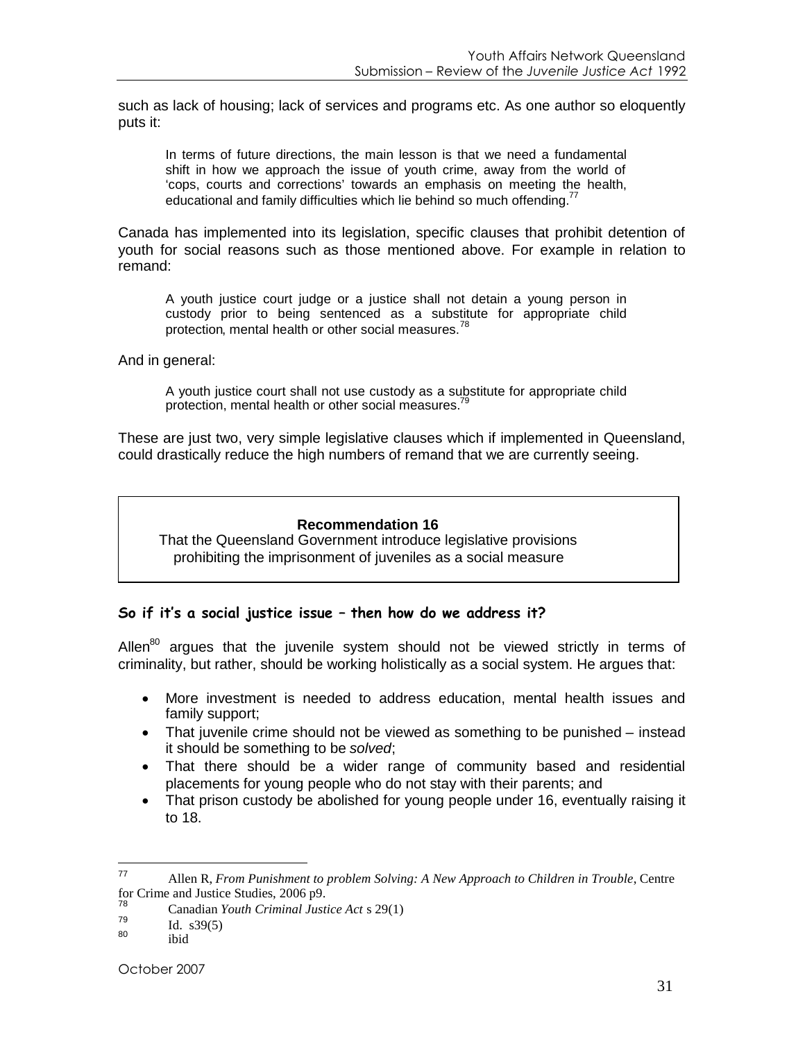such as lack of housing; lack of services and programs etc. As one author so eloquently puts it:

> In terms of future directions, the main lesson is that we need a fundamental shift in how we approach the issue of youth crime, away from the world of 'cops, courts and corrections' towards an emphasis on meeting the health, educational and family difficulties which lie behind so much offending.[77]

Canada has implemented into its legislation, specific clauses that prohibit detention of youth for social reasons such as those mentioned above. For example in relation to remand:

> A youth justice court judge or a justice shall not detain a young person in custody prior to being sentenced as a substitute for appropriate child protection, mental health or other social measures.[78]

And in general:

> A youth justice court shall not use custody as a substitute for appropriate child protection, mental health or other social measures.[79]

These are just two, very simple legislative clauses which if implemented in Queensland, could drastically reduce the high numbers of remand that we are currently seeing.

> **Recommendation 16**
>
> That the Queensland Government introduce legislative provisions prohibiting the imprisonment of juveniles as a social measure

### So if it's a social justice issue – then how do we address it?

Allen[80] argues that the juvenile system should not be viewed strictly in terms of criminality, but rather, should be working holistically as a social system. He argues that:

- More investment is needed to address education, mental health issues and family support;
- That juvenile crime should not be viewed as something to be punished – instead it should be something to be *solved*;
- That there should be a wider range of community based and residential placements for young people who do not stay with their parents; and
- That prison custody be abolished for young people under 16, eventually raising it to 18.

---

[77] Allen R, *From Punishment to problem Solving: A New Approach to Children in Trouble*, Centre for Crime and Justice Studies, 2006 p9.

[78] Canadian *Youth Criminal Justice Act* s 29(1)

[79] Id. s39(5)

[80] ibid

October 2007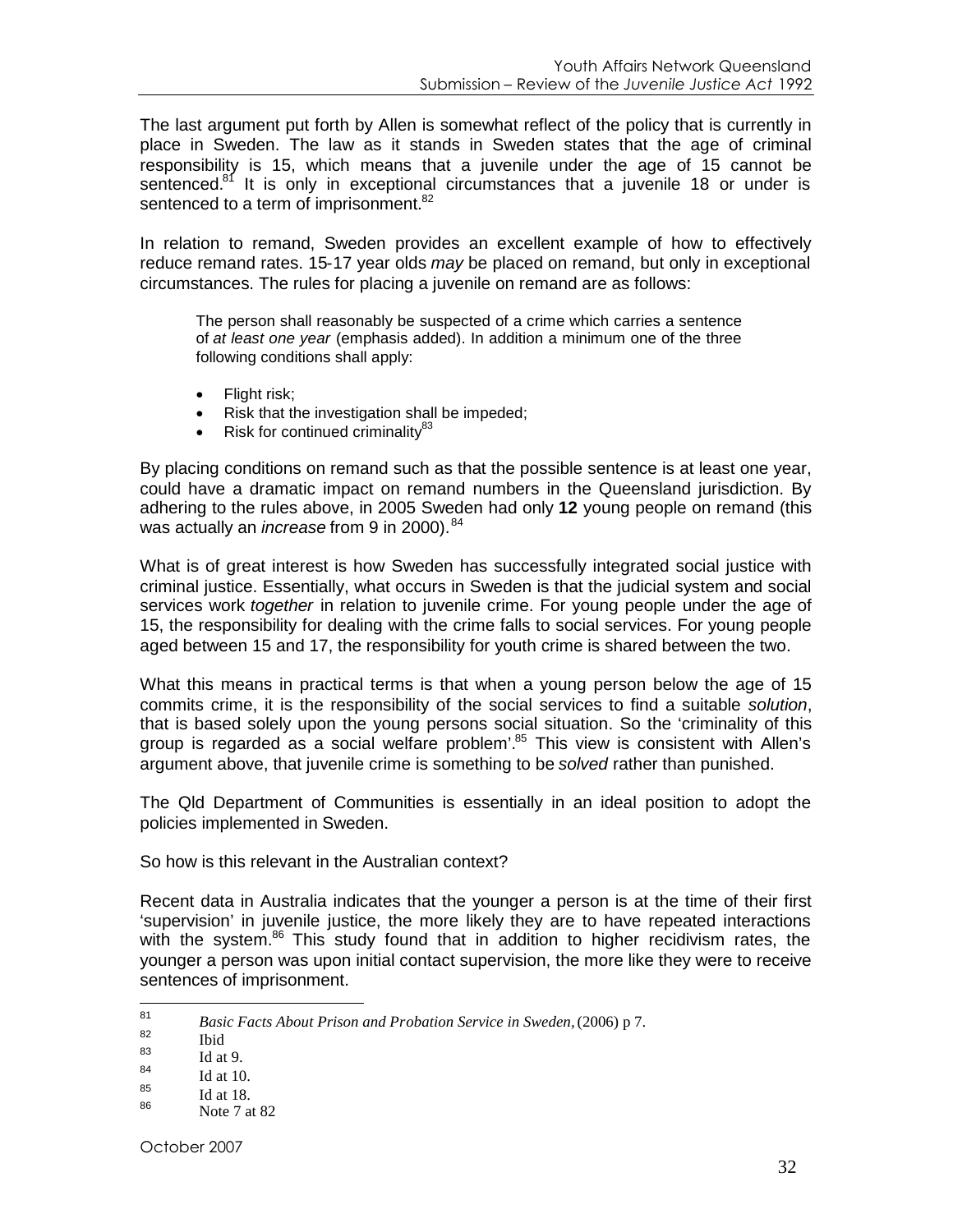The last argument put forth by Allen is somewhat reflect of the policy that is currently in place in Sweden. The law as it stands in Sweden states that the age of criminal responsibility is 15, which means that a juvenile under the age of 15 cannot be sentenced.[81] It is only in exceptional circumstances that a juvenile 18 or under is sentenced to a term of imprisonment.[82]

In relation to remand, Sweden provides an excellent example of how to effectively reduce remand rates. 15-17 year olds *may* be placed on remand, but only in exceptional circumstances. The rules for placing a juvenile on remand are as follows:

> The person shall reasonably be suspected of a crime which carries a sentence of *at least one year* (emphasis added). In addition a minimum one of the three following conditions shall apply:
>
> - Flight risk;
> - Risk that the investigation shall be impeded;
> - Risk for continued criminality[83]

By placing conditions on remand such as that the possible sentence is at least one year, could have a dramatic impact on remand numbers in the Queensland jurisdiction. By adhering to the rules above, in 2005 Sweden had only **12** young people on remand (this was actually an *increase* from 9 in 2000).[84]

What is of great interest is how Sweden has successfully integrated social justice with criminal justice. Essentially, what occurs in Sweden is that the judicial system and social services work *together* in relation to juvenile crime. For young people under the age of 15, the responsibility for dealing with the crime falls to social services. For young people aged between 15 and 17, the responsibility for youth crime is shared between the two.

What this means in practical terms is that when a young person below the age of 15 commits crime, it is the responsibility of the social services to find a suitable *solution*, that is based solely upon the young persons social situation. So the 'criminality of this group is regarded as a social welfare problem'.[85] This view is consistent with Allen's argument above, that juvenile crime is something to be *solved* rather than punished.

The Qld Department of Communities is essentially in an ideal position to adopt the policies implemented in Sweden.

So how is this relevant in the Australian context?

Recent data in Australia indicates that the younger a person is at the time of their first 'supervision' in juvenile justice, the more likely they are to have repeated interactions with the system.[86] This study found that in addition to higher recidivism rates, the younger a person was upon initial contact supervision, the more like they were to receive sentences of imprisonment.

---

[81] *Basic Facts About Prison and Probation Service in Sweden,* (2006) p 7.
[82] Ibid
[83] Id at 9.
[84] Id at 10.
[85] Id at 18.
[86] Note 7 at 82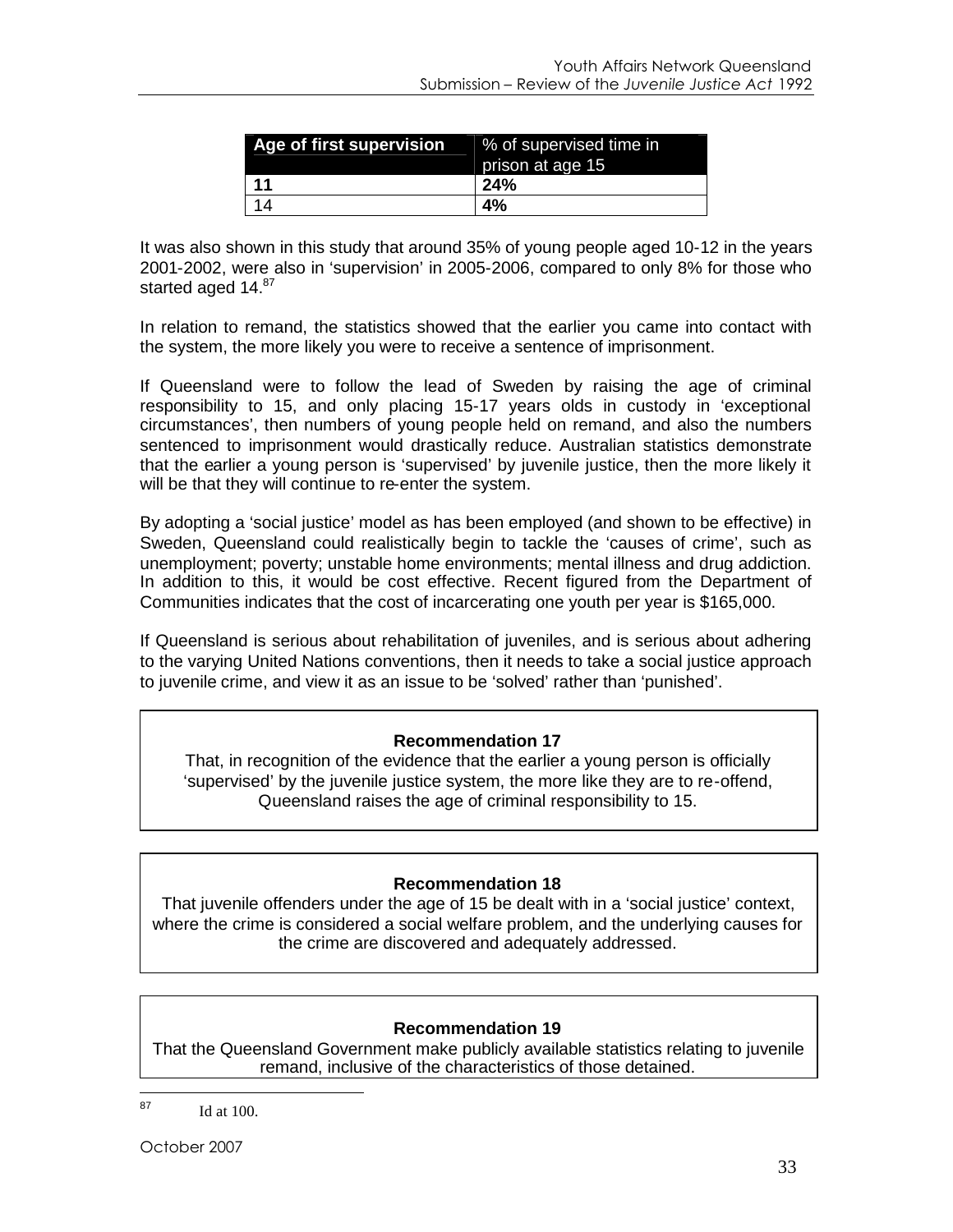| Age of first supervision | % of supervised time in prison at age 15 |
| --- | --- |
| **11** | **24%** |
| 14 | **4%** |

It was also shown in this study that around 35% of young people aged 10-12 in the years 2001-2002, were also in 'supervision' in 2005-2006, compared to only 8% for those who started aged 14.[87]

In relation to remand, the statistics showed that the earlier you came into contact with the system, the more likely you were to receive a sentence of imprisonment.

If Queensland were to follow the lead of Sweden by raising the age of criminal responsibility to 15, and only placing 15-17 years olds in custody in 'exceptional circumstances', then numbers of young people held on remand, and also the numbers sentenced to imprisonment would drastically reduce. Australian statistics demonstrate that the earlier a young person is 'supervised' by juvenile justice, then the more likely it will be that they will continue to re-enter the system.

By adopting a 'social justice' model as has been employed (and shown to be effective) in Sweden, Queensland could realistically begin to tackle the 'causes of crime', such as unemployment; poverty; unstable home environments; mental illness and drug addiction. In addition to this, it would be cost effective. Recent figured from the Department of Communities indicates that the cost of incarcerating one youth per year is $165,000.

If Queensland is serious about rehabilitation of juveniles, and is serious about adhering to the varying United Nations conventions, then it needs to take a social justice approach to juvenile crime, and view it as an issue to be 'solved' rather than 'punished'.

**Recommendation 17**

That, in recognition of the evidence that the earlier a young person is officially 'supervised' by the juvenile justice system, the more like they are to re-offend, Queensland raises the age of criminal responsibility to 15.

**Recommendation 18**

That juvenile offenders under the age of 15 be dealt with in a 'social justice' context, where the crime is considered a social welfare problem, and the underlying causes for the crime are discovered and adequately addressed.

**Recommendation 19**

That the Queensland Government make publicly available statistics relating to juvenile remand, inclusive of the characteristics of those detained.

---

[87] Id at 100.

October 2007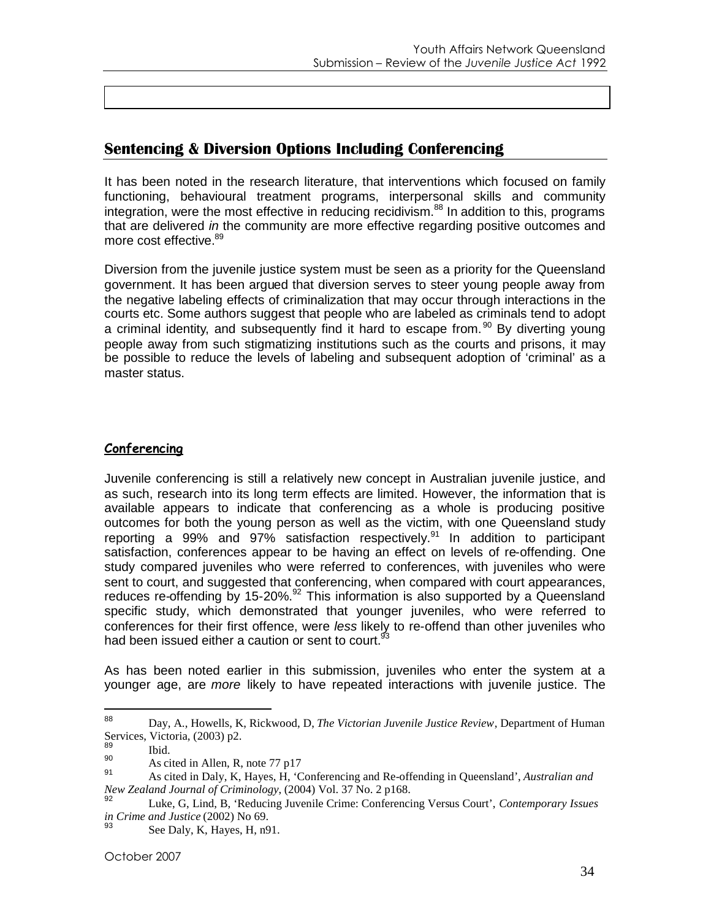## Sentencing & Diversion Options Including Conferencing

It has been noted in the research literature, that interventions which focused on family functioning, behavioural treatment programs, interpersonal skills and community integration, were the most effective in reducing recidivism.[88] In addition to this, programs that are delivered *in* the community are more effective regarding positive outcomes and more cost effective.[89]

Diversion from the juvenile justice system must be seen as a priority for the Queensland government. It has been argued that diversion serves to steer young people away from the negative labeling effects of criminalization that may occur through interactions in the courts etc. Some authors suggest that people who are labeled as criminals tend to adopt a criminal identity, and subsequently find it hard to escape from.[90] By diverting young people away from such stigmatizing institutions such as the courts and prisons, it may be possible to reduce the levels of labeling and subsequent adoption of 'criminal' as a master status.

### Conferencing

Juvenile conferencing is still a relatively new concept in Australian juvenile justice, and as such, research into its long term effects are limited. However, the information that is available appears to indicate that conferencing as a whole is producing positive outcomes for both the young person as well as the victim, with one Queensland study reporting a 99% and 97% satisfaction respectively.[91] In addition to participant satisfaction, conferences appear to be having an effect on levels of re-offending. One study compared juveniles who were referred to conferences, with juveniles who were sent to court, and suggested that conferencing, when compared with court appearances, reduces re-offending by 15-20%.[92] This information is also supported by a Queensland specific study, which demonstrated that younger juveniles, who were referred to conferences for their first offence, were *less* likely to re-offend than other juveniles who had been issued either a caution or sent to court.[93]

As has been noted earlier in this submission, juveniles who enter the system at a younger age, are *more* likely to have repeated interactions with juvenile justice. The

---

[88] Day, A., Howells, K, Rickwood, D, *The Victorian Juvenile Justice Review*, Department of Human Services, Victoria, (2003) p2.

[89] Ibid.

[90] As cited in Allen, R, note 77 p17

[91] As cited in Daly, K, Hayes, H, 'Conferencing and Re-offending in Queensland', *Australian and New Zealand Journal of Criminology*, (2004) Vol. 37 No. 2 p168.

[92] Luke, G, Lind, B, 'Reducing Juvenile Crime: Conferencing Versus Court', *Contemporary Issues in Crime and Justice* (2002) No 69.

[93] See Daly, K, Hayes, H, n91.

October 2007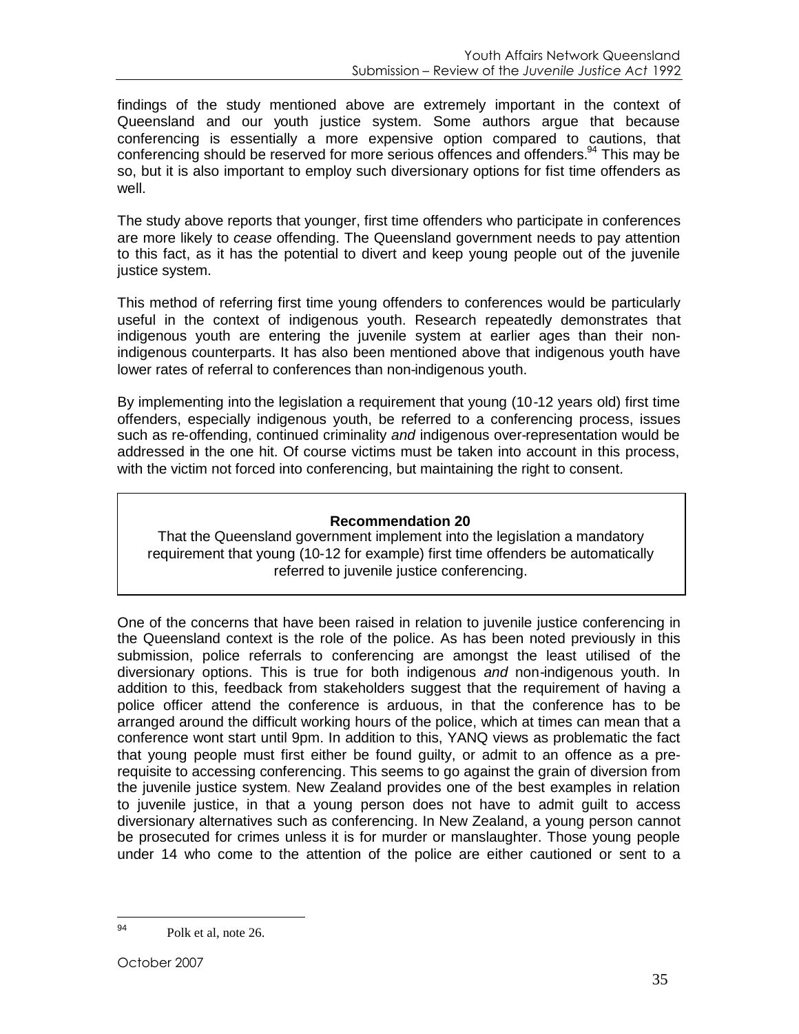findings of the study mentioned above are extremely important in the context of Queensland and our youth justice system. Some authors argue that because conferencing is essentially a more expensive option compared to cautions, that conferencing should be reserved for more serious offences and offenders.[94] This may be so, but it is also important to employ such diversionary options for fist time offenders as well.

The study above reports that younger, first time offenders who participate in conferences are more likely to *cease* offending. The Queensland government needs to pay attention to this fact, as it has the potential to divert and keep young people out of the juvenile justice system.

This method of referring first time young offenders to conferences would be particularly useful in the context of indigenous youth. Research repeatedly demonstrates that indigenous youth are entering the juvenile system at earlier ages than their non-indigenous counterparts. It has also been mentioned above that indigenous youth have lower rates of referral to conferences than non-indigenous youth.

By implementing into the legislation a requirement that young (10-12 years old) first time offenders, especially indigenous youth, be referred to a conferencing process, issues such as re-offending, continued criminality *and* indigenous over-representation would be addressed in the one hit. Of course victims must be taken into account in this process, with the victim not forced into conferencing, but maintaining the right to consent.

**Recommendation 20**

That the Queensland government implement into the legislation a mandatory requirement that young (10-12 for example) first time offenders be automatically referred to juvenile justice conferencing.

One of the concerns that have been raised in relation to juvenile justice conferencing in the Queensland context is the role of the police. As has been noted previously in this submission, police referrals to conferencing are amongst the least utilised of the diversionary options. This is true for both indigenous *and* non-indigenous youth. In addition to this, feedback from stakeholders suggest that the requirement of having a police officer attend the conference is arduous, in that the conference has to be arranged around the difficult working hours of the police, which at times can mean that a conference wont start until 9pm. In addition to this, YANQ views as problematic the fact that young people must first either be found guilty, or admit to an offence as a pre-requisite to accessing conferencing. This seems to go against the grain of diversion from the juvenile justice system. New Zealand provides one of the best examples in relation to juvenile justice, in that a young person does not have to admit guilt to access diversionary alternatives such as conferencing. In New Zealand, a young person cannot be prosecuted for crimes unless it is for murder or manslaughter. Those young people under 14 who come to the attention of the police are either cautioned or sent to a

---

[94] Polk et al, note 26.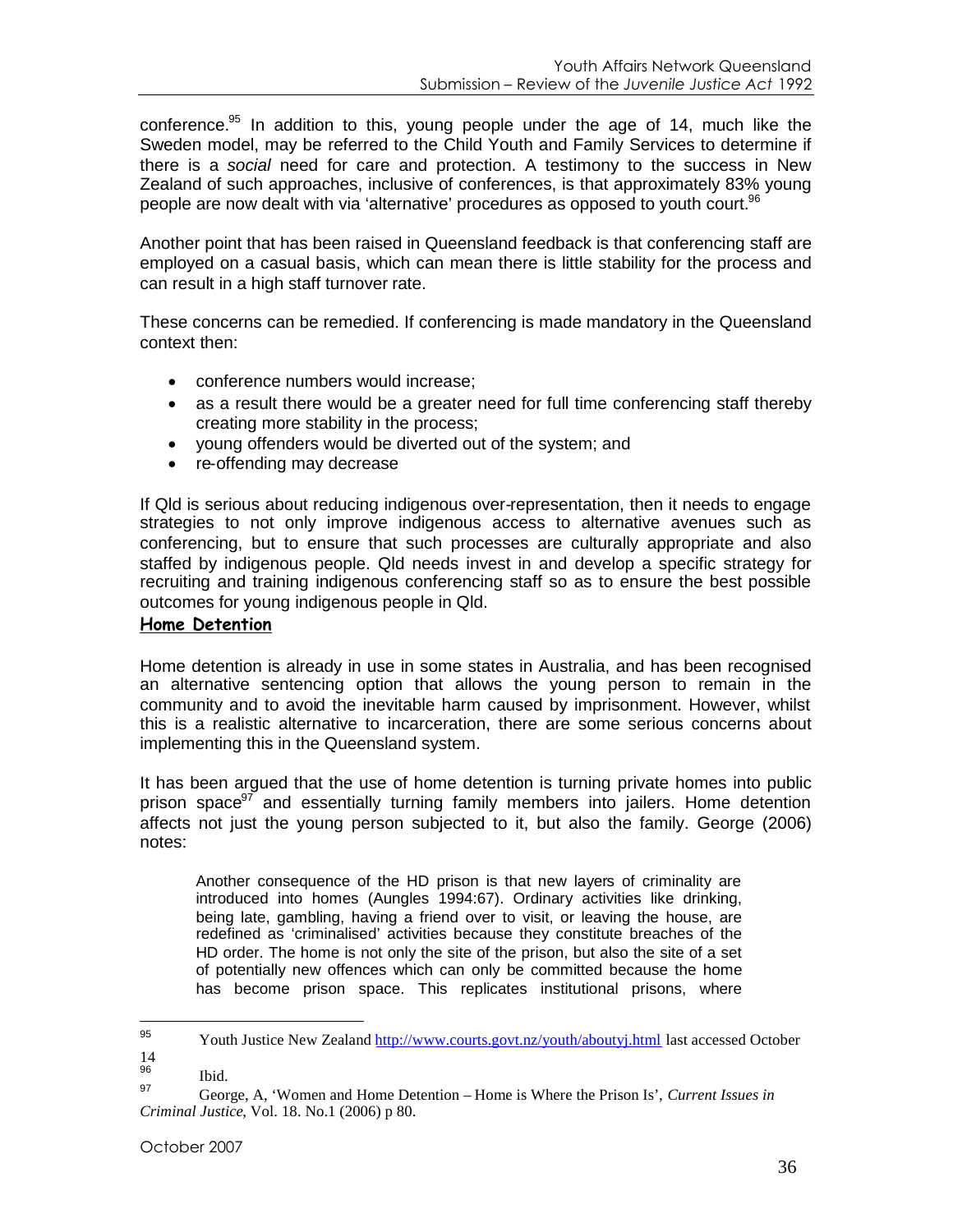conference.[95] In addition to this, young people under the age of 14, much like the Sweden model, may be referred to the Child Youth and Family Services to determine if there is a *social* need for care and protection. A testimony to the success in New Zealand of such approaches, inclusive of conferences, is that approximately 83% young people are now dealt with via 'alternative' procedures as opposed to youth court.[96]

Another point that has been raised in Queensland feedback is that conferencing staff are employed on a casual basis, which can mean there is little stability for the process and can result in a high staff turnover rate.

These concerns can be remedied. If conferencing is made mandatory in the Queensland context then:

- conference numbers would increase;
- as a result there would be a greater need for full time conferencing staff thereby creating more stability in the process;
- young offenders would be diverted out of the system; and
- re-offending may decrease

If Qld is serious about reducing indigenous over-representation, then it needs to engage strategies to not only improve indigenous access to alternative avenues such as conferencing, but to ensure that such processes are culturally appropriate and also staffed by indigenous people. Qld needs invest in and develop a specific strategy for recruiting and training indigenous conferencing staff so as to ensure the best possible outcomes for young indigenous people in Qld.

## Home Detention

Home detention is already in use in some states in Australia, and has been recognised an alternative sentencing option that allows the young person to remain in the community and to avoid the inevitable harm caused by imprisonment. However, whilst this is a realistic alternative to incarceration, there are some serious concerns about implementing this in the Queensland system.

It has been argued that the use of home detention is turning private homes into public prison space[97] and essentially turning family members into jailers. Home detention affects not just the young person subjected to it, but also the family. George (2006) notes:

> Another consequence of the HD prison is that new layers of criminality are introduced into homes (Aungles 1994:67). Ordinary activities like drinking, being late, gambling, having a friend over to visit, or leaving the house, are redefined as 'criminalised' activities because they constitute breaches of the HD order. The home is not only the site of the prison, but also the site of a set of potentially new offences which can only be committed because the home has become prison space. This replicates institutional prisons, where

---

[95] Youth Justice New Zealand http://www.courts.govt.nz/youth/aboutyj.html last accessed October 14

[96] Ibid.

[97] George, A, 'Women and Home Detention – Home is Where the Prison Is', *Current Issues in Criminal Justice*, Vol. 18. No.1 (2006) p 80.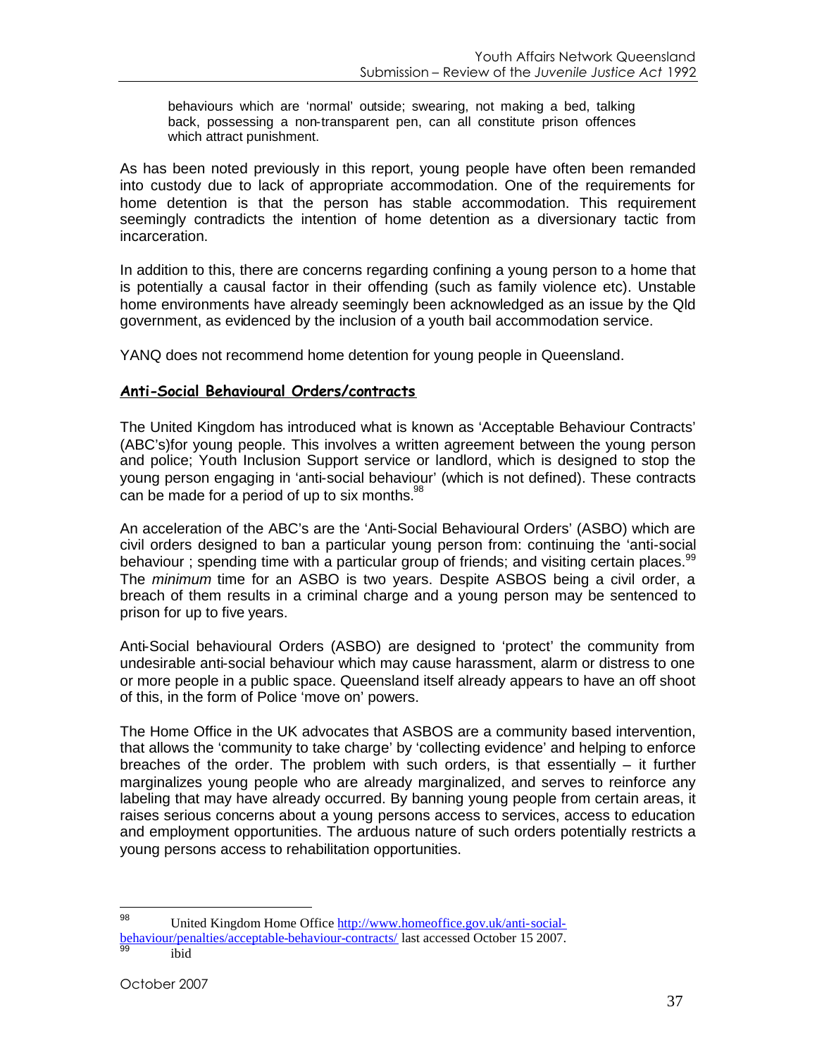> behaviours which are 'normal' outside; swearing, not making a bed, talking back, possessing a non-transparent pen, can all constitute prison offences which attract punishment.

As has been noted previously in this report, young people have often been remanded into custody due to lack of appropriate accommodation. One of the requirements for home detention is that the person has stable accommodation. This requirement seemingly contradicts the intention of home detention as a diversionary tactic from incarceration.

In addition to this, there are concerns regarding confining a young person to a home that is potentially a causal factor in their offending (such as family violence etc). Unstable home environments have already seemingly been acknowledged as an issue by the Qld government, as evidenced by the inclusion of a youth bail accommodation service.

YANQ does not recommend home detention for young people in Queensland.

### Anti-Social Behavioural Orders/contracts

The United Kingdom has introduced what is known as 'Acceptable Behaviour Contracts' (ABC's)for young people. This involves a written agreement between the young person and police; Youth Inclusion Support service or landlord, which is designed to stop the young person engaging in 'anti-social behaviour' (which is not defined). These contracts can be made for a period of up to six months.[98]

An acceleration of the ABC's are the 'Anti-Social Behavioural Orders' (ASBO) which are civil orders designed to ban a particular young person from: continuing the 'anti-social behaviour ; spending time with a particular group of friends; and visiting certain places.[99] The *minimum* time for an ASBO is two years. Despite ASBOS being a civil order, a breach of them results in a criminal charge and a young person may be sentenced to prison for up to five years.

Anti-Social behavioural Orders (ASBO) are designed to 'protect' the community from undesirable anti-social behaviour which may cause harassment, alarm or distress to one or more people in a public space. Queensland itself already appears to have an off shoot of this, in the form of Police 'move on' powers.

The Home Office in the UK advocates that ASBOS are a community based intervention, that allows the 'community to take charge' by 'collecting evidence' and helping to enforce breaches of the order. The problem with such orders, is that essentially – it further marginalizes young people who are already marginalized, and serves to reinforce any labeling that may have already occurred. By banning young people from certain areas, it raises serious concerns about a young persons access to services, access to education and employment opportunities. The arduous nature of such orders potentially restricts a young persons access to rehabilitation opportunities.

---

[98] United Kingdom Home Office http://www.homeoffice.gov.uk/anti-social-behaviour/penalties/acceptable-behaviour-contracts/ last accessed October 15 2007.

[99] ibid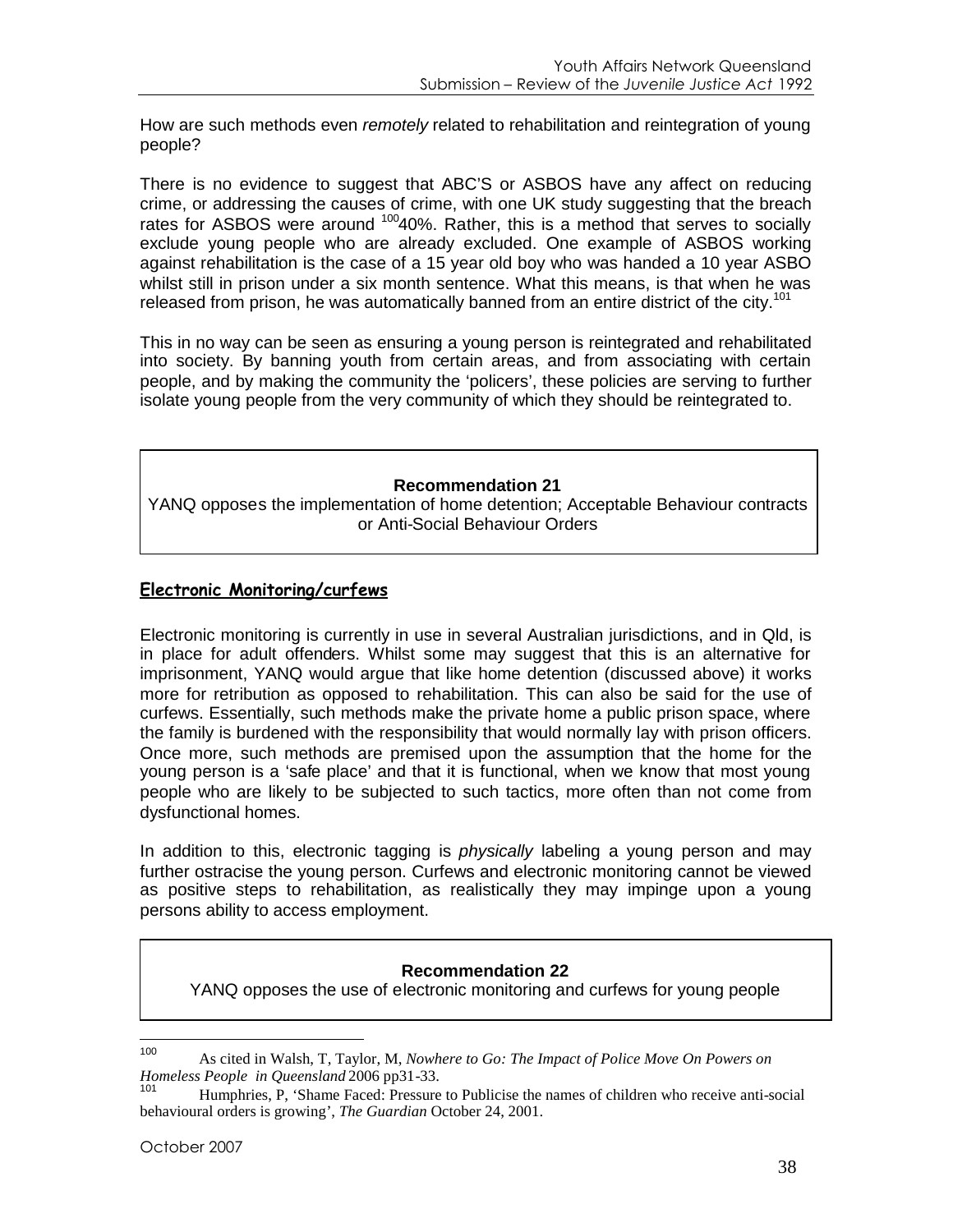How are such methods even *remotely* related to rehabilitation and reintegration of young people?

There is no evidence to suggest that ABC'S or ASBOS have any affect on reducing crime, or addressing the causes of crime, with one UK study suggesting that the breach rates for ASBOS were around [100]40%. Rather, this is a method that serves to socially exclude young people who are already excluded. One example of ASBOS working against rehabilitation is the case of a 15 year old boy who was handed a 10 year ASBO whilst still in prison under a six month sentence. What this means, is that when he was released from prison, he was automatically banned from an entire district of the city.[101]

This in no way can be seen as ensuring a young person is reintegrated and rehabilitated into society. By banning youth from certain areas, and from associating with certain people, and by making the community the 'policers', these policies are serving to further isolate young people from the very community of which they should be reintegrated to.

> **Recommendation 21**
> YANQ opposes the implementation of home detention; Acceptable Behaviour contracts or Anti-Social Behaviour Orders

## Electronic Monitoring/curfews

Electronic monitoring is currently in use in several Australian jurisdictions, and in Qld, is in place for adult offenders. Whilst some may suggest that this is an alternative for imprisonment, YANQ would argue that like home detention (discussed above) it works more for retribution as opposed to rehabilitation. This can also be said for the use of curfews. Essentially, such methods make the private home a public prison space, where the family is burdened with the responsibility that would normally lay with prison officers. Once more, such methods are premised upon the assumption that the home for the young person is a 'safe place' and that it is functional, when we know that most young people who are likely to be subjected to such tactics, more often than not come from dysfunctional homes.

In addition to this, electronic tagging is *physically* labeling a young person and may further ostracise the young person. Curfews and electronic monitoring cannot be viewed as positive steps to rehabilitation, as realistically they may impinge upon a young persons ability to access employment.

> **Recommendation 22**
> YANQ opposes the use of electronic monitoring and curfews for young people

---

[100] As cited in Walsh, T, Taylor, M, *Nowhere to Go: The Impact of Police Move On Powers on Homeless People in Queensland* 2006 pp31-33.

[101] Humphries, P, 'Shame Faced: Pressure to Publicise the names of children who receive anti-social behavioural orders is growing', *The Guardian* October 24, 2001.

October 2007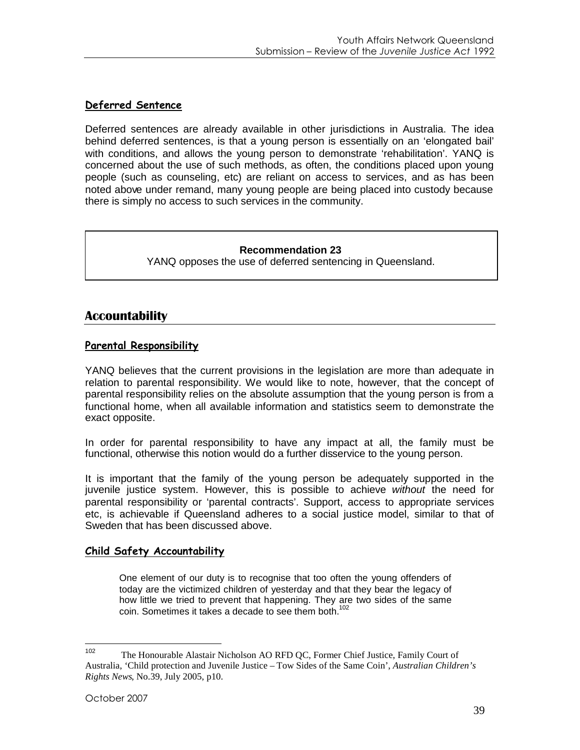### Deferred Sentence

Deferred sentences are already available in other jurisdictions in Australia. The idea behind deferred sentences, is that a young person is essentially on an 'elongated bail' with conditions, and allows the young person to demonstrate 'rehabilitation'. YANQ is concerned about the use of such methods, as often, the conditions placed upon young people (such as counseling, etc) are reliant on access to services, and as has been noted above under remand, many young people are being placed into custody because there is simply no access to such services in the community.

> **Recommendation 23**
> YANQ opposes the use of deferred sentencing in Queensland.

## Accountability

### Parental Responsibility

YANQ believes that the current provisions in the legislation are more than adequate in relation to parental responsibility. We would like to note, however, that the concept of parental responsibility relies on the absolute assumption that the young person is from a functional home, when all available information and statistics seem to demonstrate the exact opposite.

In order for parental responsibility to have any impact at all, the family must be functional, otherwise this notion would do a further disservice to the young person.

It is important that the family of the young person be adequately supported in the juvenile justice system. However, this is possible to achieve *without* the need for parental responsibility or 'parental contracts'. Support, access to appropriate services etc, is achievable if Queensland adheres to a social justice model, similar to that of Sweden that has been discussed above.

### Child Safety Accountability

> One element of our duty is to recognise that too often the young offenders of today are the victimized children of yesterday and that they bear the legacy of how little we tried to prevent that happening. They are two sides of the same coin. Sometimes it takes a decade to see them both.[102]

---

[102] The Honourable Alastair Nicholson AO RFD QC, Former Chief Justice, Family Court of Australia, 'Child protection and Juvenile Justice – Tow Sides of the Same Coin', *Australian Children's Rights News*, No.39, July 2005, p10.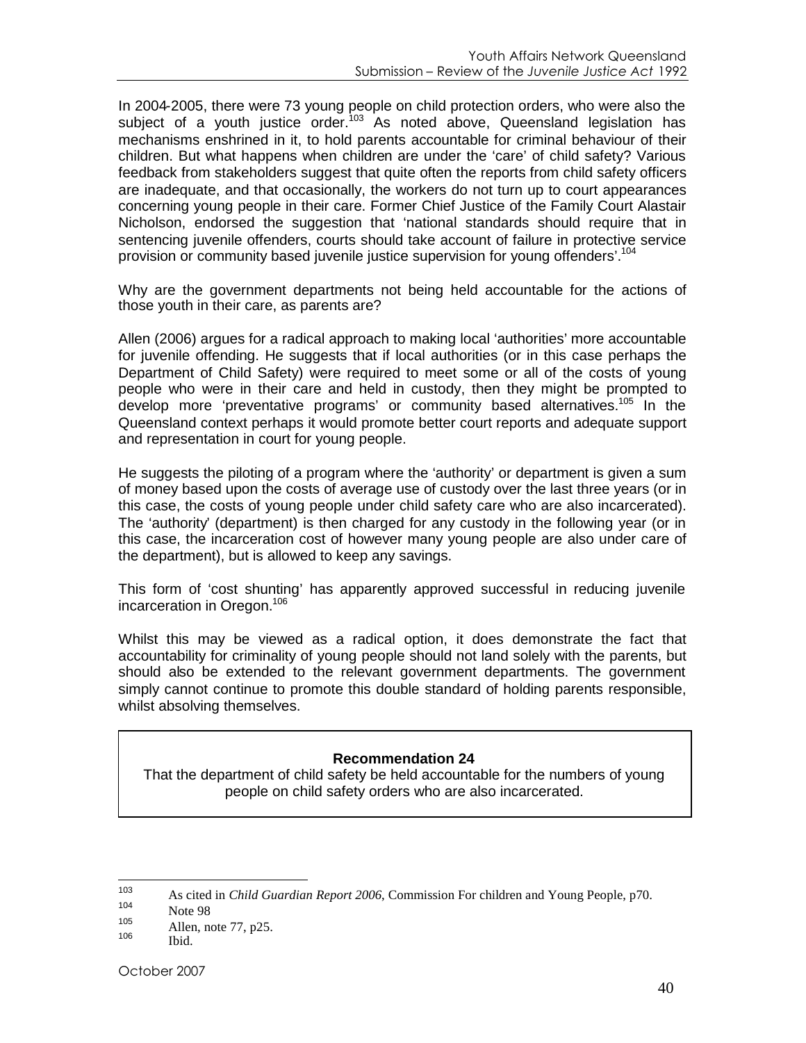In 2004-2005, there were 73 young people on child protection orders, who were also the subject of a youth justice order.[103] As noted above, Queensland legislation has mechanisms enshrined in it, to hold parents accountable for criminal behaviour of their children. But what happens when children are under the 'care' of child safety? Various feedback from stakeholders suggest that quite often the reports from child safety officers are inadequate, and that occasionally, the workers do not turn up to court appearances concerning young people in their care. Former Chief Justice of the Family Court Alastair Nicholson, endorsed the suggestion that 'national standards should require that in sentencing juvenile offenders, courts should take account of failure in protective service provision or community based juvenile justice supervision for young offenders'.[104]

Why are the government departments not being held accountable for the actions of those youth in their care, as parents are?

Allen (2006) argues for a radical approach to making local 'authorities' more accountable for juvenile offending. He suggests that if local authorities (or in this case perhaps the Department of Child Safety) were required to meet some or all of the costs of young people who were in their care and held in custody, then they might be prompted to develop more 'preventative programs' or community based alternatives.[105] In the Queensland context perhaps it would promote better court reports and adequate support and representation in court for young people.

He suggests the piloting of a program where the 'authority' or department is given a sum of money based upon the costs of average use of custody over the last three years (or in this case, the costs of young people under child safety care who are also incarcerated). The 'authority' (department) is then charged for any custody in the following year (or in this case, the incarceration cost of however many young people are also under care of the department), but is allowed to keep any savings.

This form of 'cost shunting' has apparently approved successful in reducing juvenile incarceration in Oregon.[106]

Whilst this may be viewed as a radical option, it does demonstrate the fact that accountability for criminality of young people should not land solely with the parents, but should also be extended to the relevant government departments. The government simply cannot continue to promote this double standard of holding parents responsible, whilst absolving themselves.

**Recommendation 24**

That the department of child safety be held accountable for the numbers of young people on child safety orders who are also incarcerated.

---

[103] As cited in *Child Guardian Report 2006*, Commission For children and Young People, p70.

[104] Note 98

[105] Allen, note 77, p25.

[106] Ibid.

October 2007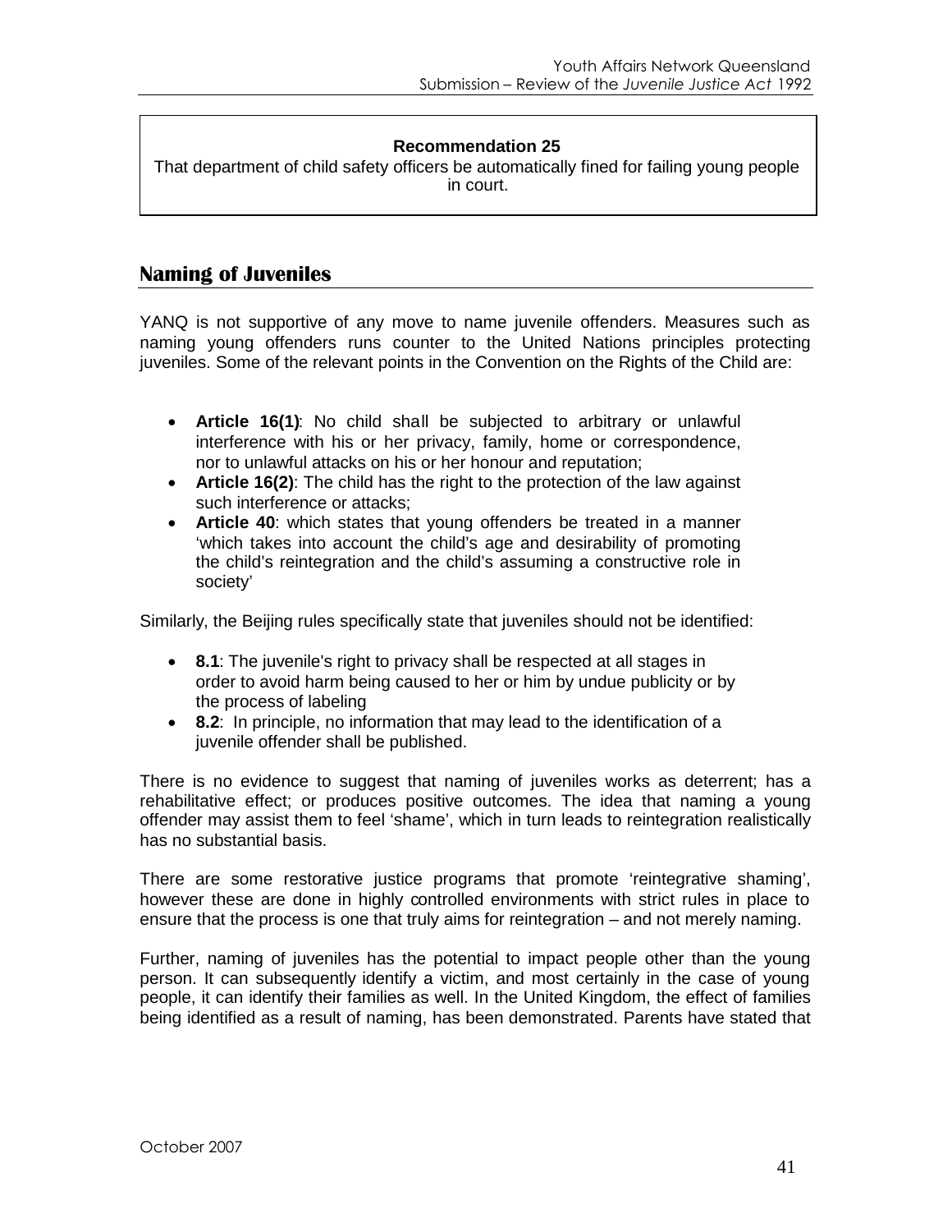**Recommendation 25**

That department of child safety officers be automatically fined for failing young people in court.

## Naming of Juveniles

YANQ is not supportive of any move to name juvenile offenders. Measures such as naming young offenders runs counter to the United Nations principles protecting juveniles. Some of the relevant points in the Convention on the Rights of the Child are:

- **Article 16(1)**: No child shall be subjected to arbitrary or unlawful interference with his or her privacy, family, home or correspondence, nor to unlawful attacks on his or her honour and reputation;
- **Article 16(2)**: The child has the right to the protection of the law against such interference or attacks;
- **Article 40**: which states that young offenders be treated in a manner 'which takes into account the child's age and desirability of promoting the child's reintegration and the child's assuming a constructive role in society'

Similarly, the Beijing rules specifically state that juveniles should not be identified:

- **8.1**: The juvenile's right to privacy shall be respected at all stages in order to avoid harm being caused to her or him by undue publicity or by the process of labeling
- **8.2**: In principle, no information that may lead to the identification of a juvenile offender shall be published.

There is no evidence to suggest that naming of juveniles works as deterrent; has a rehabilitative effect; or produces positive outcomes. The idea that naming a young offender may assist them to feel 'shame', which in turn leads to reintegration realistically has no substantial basis.

There are some restorative justice programs that promote 'reintegrative shaming', however these are done in highly controlled environments with strict rules in place to ensure that the process is one that truly aims for reintegration – and not merely naming.

Further, naming of juveniles has the potential to impact people other than the young person. It can subsequently identify a victim, and most certainly in the case of young people, it can identify their families as well. In the United Kingdom, the effect of families being identified as a result of naming, has been demonstrated. Parents have stated that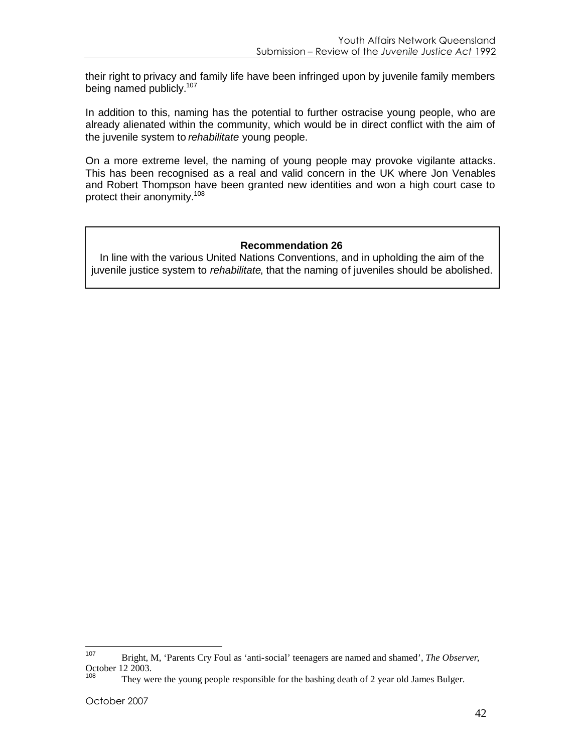their right to privacy and family life have been infringed upon by juvenile family members being named publicly.[107]

In addition to this, naming has the potential to further ostracise young people, who are already alienated within the community, which would be in direct conflict with the aim of the juvenile system to *rehabilitate* young people.

On a more extreme level, the naming of young people may provoke vigilante attacks. This has been recognised as a real and valid concern in the UK where Jon Venables and Robert Thompson have been granted new identities and won a high court case to protect their anonymity.[108]

**Recommendation 26**

In line with the various United Nations Conventions, and in upholding the aim of the juvenile justice system to *rehabilitate*, that the naming of juveniles should be abolished.

---

[107] Bright, M, 'Parents Cry Foul as 'anti-social' teenagers are named and shamed', *The Observer*, October 12 2003.

[108] They were the young people responsible for the bashing death of 2 year old James Bulger.